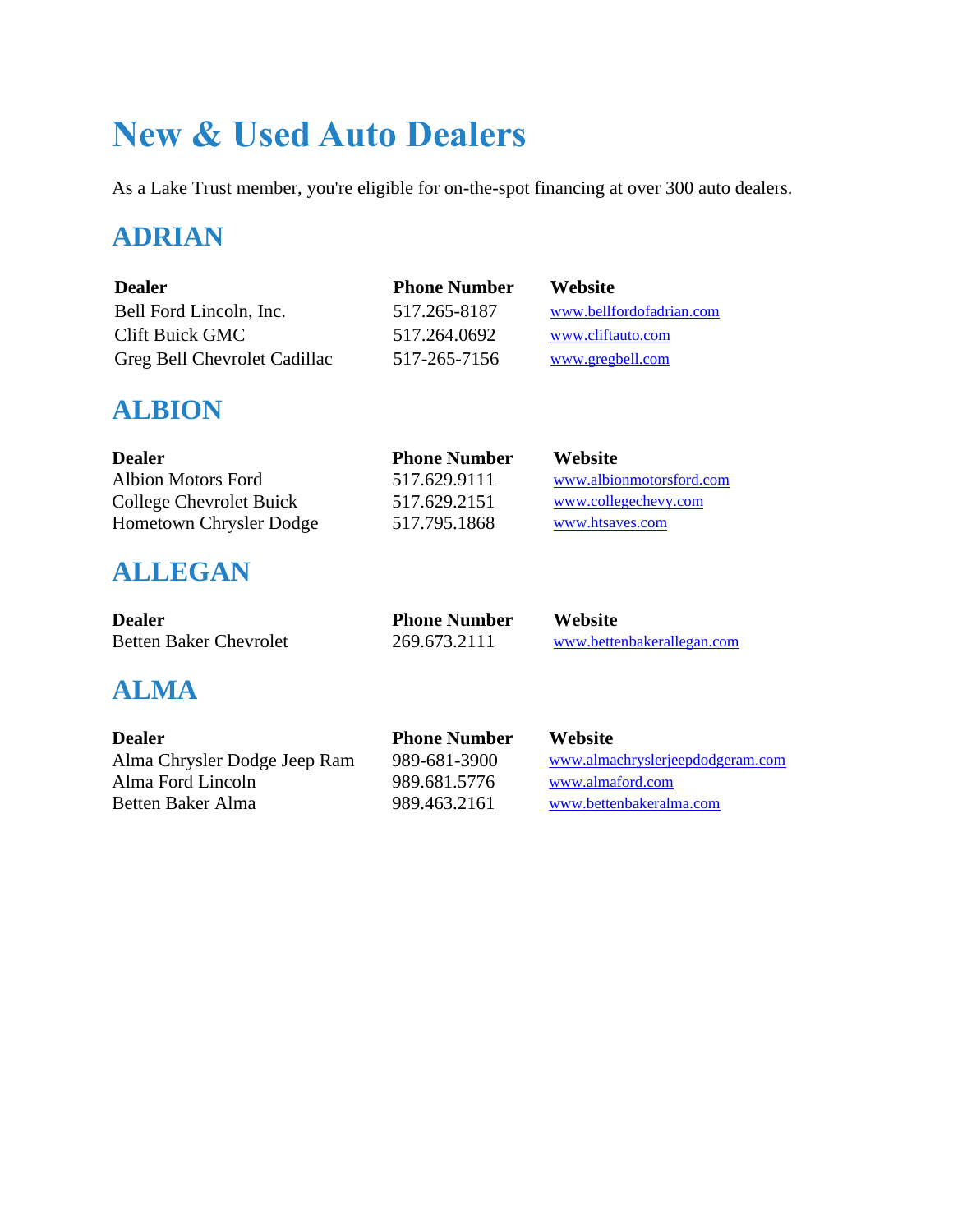# New & Used Auto Dealers

As a Lake Trust member, you're eligible for on-the-spot financing at over 300 auto dealers.

## ADRIAN

| Dealer | Phone Number | Website |
|---|---|---|
| Bell Ford Lincoln, Inc. | 517.265-8187 | www.bellfordofadrian.com |
| Clift Buick GMC | 517.264.0692 | www.cliftauto.com |
| Greg Bell Chevrolet Cadillac | 517-265-7156 | www.gregbell.com |

## ALBION

| Dealer | Phone Number | Website |
|---|---|---|
| Albion Motors Ford | 517.629.9111 | www.albionmotorsford.com |
| College Chevrolet Buick | 517.629.2151 | www.collegechevy.com |
| Hometown Chrysler Dodge | 517.795.1868 | www.htsaves.com |

## ALLEGAN

| Dealer | Phone Number | Website |
|---|---|---|
| Betten Baker Chevrolet | 269.673.2111 | www.bettenbakerallegan.com |

## ALMA

| Dealer | Phone Number | Website |
|---|---|---|
| Alma Chrysler Dodge Jeep Ram | 989-681-3900 | www.almachryslerjeepdodgeram.com |
| Alma Ford Lincoln | 989.681.5776 | www.almaford.com |
| Betten Baker Alma | 989.463.2161 | www.bettenbakeralma.com |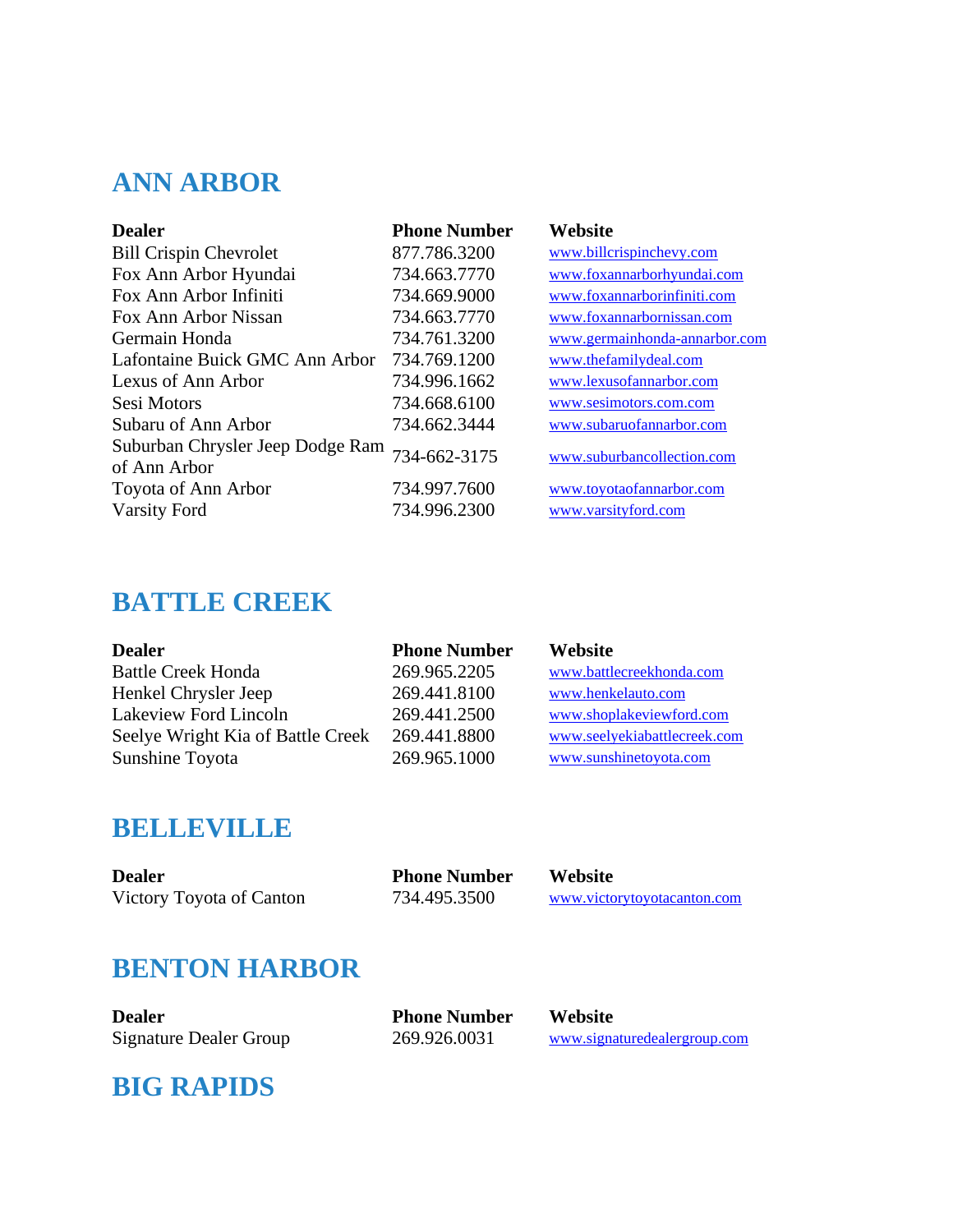## ANN ARBOR

| Dealer | Phone Number | Website |
|---|---|---|
| Bill Crispin Chevrolet | 877.786.3200 | www.billcrispinchevy.com |
| Fox Ann Arbor Hyundai | 734.663.7770 | www.foxannarborhyundai.com |
| Fox Ann Arbor Infiniti | 734.669.9000 | www.foxannarborinfiniti.com |
| Fox Ann Arbor Nissan | 734.663.7770 | www.foxannarbornissan.com |
| Germain Honda | 734.761.3200 | www.germainhonda-annarbor.com |
| Lafontaine Buick GMC Ann Arbor | 734.769.1200 | www.thefamilydeal.com |
| Lexus of Ann Arbor | 734.996.1662 | www.lexusofannarbor.com |
| Sesi Motors | 734.668.6100 | www.sesimotors.com.com |
| Subaru of Ann Arbor | 734.662.3444 | www.subaruofannarbor.com |
| Suburban Chrysler Jeep Dodge Ram of Ann Arbor | 734-662-3175 | www.suburbancollection.com |
| Toyota of Ann Arbor | 734.997.7600 | www.toyotaofannarbor.com |
| Varsity Ford | 734.996.2300 | www.varsityford.com |

## BATTLE CREEK

| Dealer | Phone Number | Website |
|---|---|---|
| Battle Creek Honda | 269.965.2205 | www.battlecreekhonda.com |
| Henkel Chrysler Jeep | 269.441.8100 | www.henkelauto.com |
| Lakeview Ford Lincoln | 269.441.2500 | www.shoplakeviewford.com |
| Seelye Wright Kia of Battle Creek | 269.441.8800 | www.seelyekiabattlecreek.com |
| Sunshine Toyota | 269.965.1000 | www.sunshinetoyota.com |

## BELLEVILLE

| Dealer | Phone Number | Website |
|---|---|---|
| Victory Toyota of Canton | 734.495.3500 | www.victorytoyotacanton.com |

## BENTON HARBOR

| Dealer | Phone Number | Website |
|---|---|---|
| Signature Dealer Group | 269.926.0031 | www.signaturedealergroup.com |

## BIG RAPIDS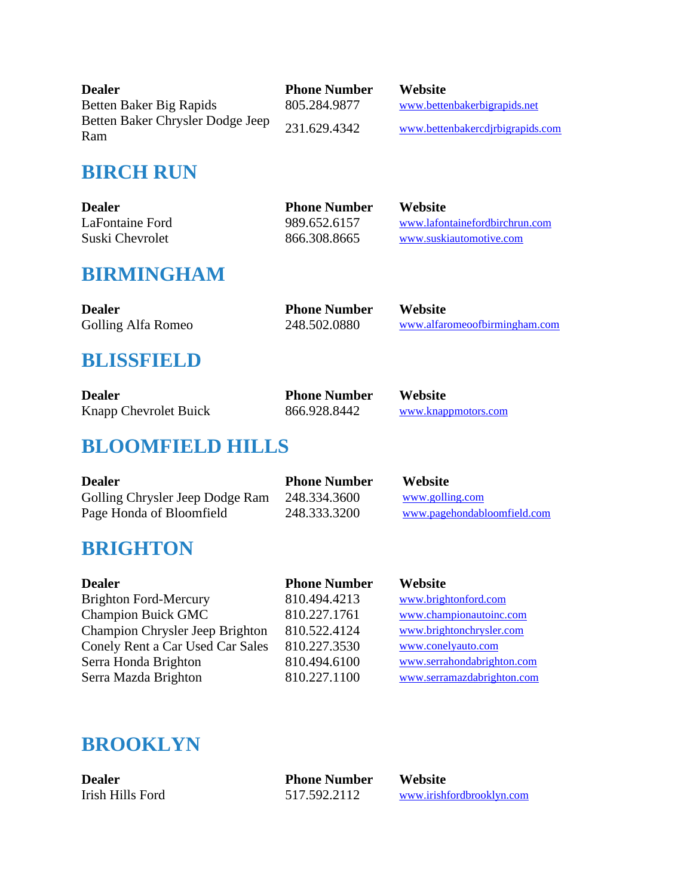| Dealer | Phone Number | Website |
|---|---|---|
| Betten Baker Big Rapids | 805.284.9877 | www.bettenbakerbigrapids.net |
| Betten Baker Chrysler Dodge Jeep Ram | 231.629.4342 | www.bettenbakercdjrbigrapids.com |

## BIRCH RUN

| Dealer | Phone Number | Website |
|---|---|---|
| LaFontaine Ford | 989.652.6157 | www.lafontainefordbirchrun.com |
| Suski Chevrolet | 866.308.8665 | www.suskiautomotive.com |

## BIRMINGHAM

| Dealer | Phone Number | Website |
|---|---|---|
| Golling Alfa Romeo | 248.502.0880 | www.alfaromeoofbirmingham.com |

## BLISSFIELD

| Dealer | Phone Number | Website |
|---|---|---|
| Knapp Chevrolet Buick | 866.928.8442 | www.knappmotors.com |

## BLOOMFIELD HILLS

| Dealer | Phone Number | Website |
|---|---|---|
| Golling Chrysler Jeep Dodge Ram | 248.334.3600 | www.golling.com |
| Page Honda of Bloomfield | 248.333.3200 | www.pagehondabloomfield.com |

## BRIGHTON

| Dealer | Phone Number | Website |
|---|---|---|
| Brighton Ford-Mercury | 810.494.4213 | www.brightonford.com |
| Champion Buick GMC | 810.227.1761 | www.championautoinc.com |
| Champion Chrysler Jeep Brighton | 810.522.4124 | www.brightonchrysler.com |
| Conely Rent a Car Used Car Sales | 810.227.3530 | www.conelyauto.com |
| Serra Honda Brighton | 810.494.6100 | www.serrahondabrighton.com |
| Serra Mazda Brighton | 810.227.1100 | www.serramazdabrighton.com |

## BROOKLYN

| Dealer | Phone Number | Website |
|---|---|---|
| Irish Hills Ford | 517.592.2112 | www.irishfordbrooklyn.com |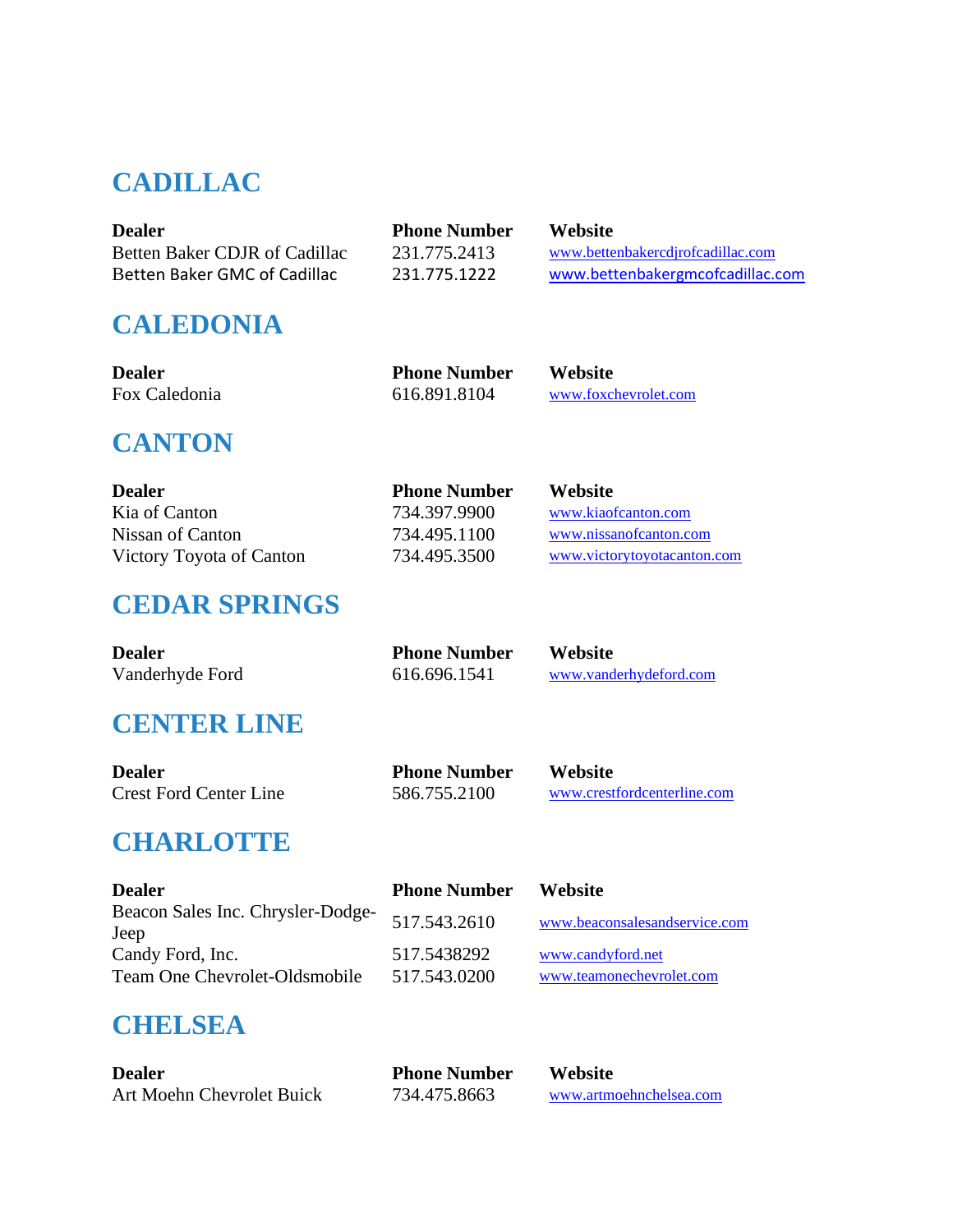## CADILLAC

| Dealer | Phone Number | Website |
|---|---|---|
| Betten Baker CDJR of Cadillac | 231.775.2413 | www.bettenbakercdjrofcadillac.com |
| Betten Baker GMC of Cadillac | 231.775.1222 | www.bettenbakergmcofcadillac.com |

## CALEDONIA

| Dealer | Phone Number | Website |
|---|---|---|
| Fox Caledonia | 616.891.8104 | www.foxchevrolet.com |

## CANTON

| Dealer | Phone Number | Website |
|---|---|---|
| Kia of Canton | 734.397.9900 | www.kiaofcanton.com |
| Nissan of Canton | 734.495.1100 | www.nissanofcanton.com |
| Victory Toyota of Canton | 734.495.3500 | www.victorytoyotacanton.com |

## CEDAR SPRINGS

| Dealer | Phone Number | Website |
|---|---|---|
| Vanderhyde Ford | 616.696.1541 | www.vanderhydeford.com |

## CENTER LINE

| Dealer | Phone Number | Website |
|---|---|---|
| Crest Ford Center Line | 586.755.2100 | www.crestfordcenterline.com |

## CHARLOTTE

| Dealer | Phone Number | Website |
|---|---|---|
| Beacon Sales Inc. Chrysler-Dodge-Jeep | 517.543.2610 | www.beaconsalesandservice.com |
| Candy Ford, Inc. | 517.5438292 | www.candyford.net |
| Team One Chevrolet-Oldsmobile | 517.543.0200 | www.teamonechevrolet.com |

## CHELSEA

| Dealer | Phone Number | Website |
|---|---|---|
| Art Moehn Chevrolet Buick | 734.475.8663 | www.artmoehnchelsea.com |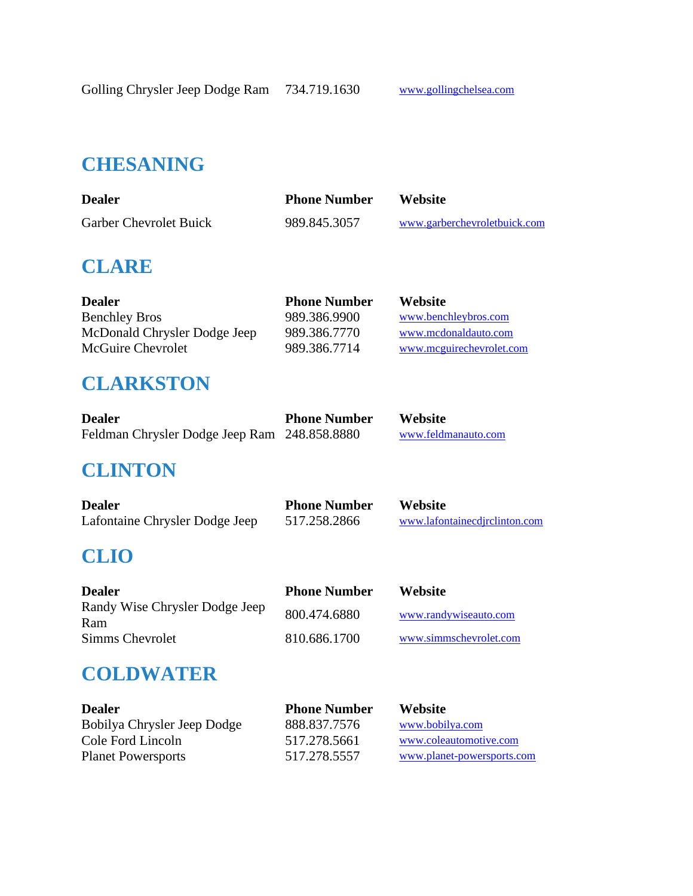| Golling Chrysler Jeep Dodge Ram | 734.719.1630 | www.gollingchelsea.com |
|---|---|---|

## CHESANING

| Dealer | Phone Number | Website |
|---|---|---|
| Garber Chevrolet Buick | 989.845.3057 | www.garberchevroletbuick.com |

## CLARE

| Dealer | Phone Number | Website |
|---|---|---|
| Benchley Bros | 989.386.9900 | www.benchleybros.com |
| McDonald Chrysler Dodge Jeep | 989.386.7770 | www.mcdonaldauto.com |
| McGuire Chevrolet | 989.386.7714 | www.mcguirechevrolet.com |

## CLARKSTON

| Dealer | Phone Number | Website |
|---|---|---|
| Feldman Chrysler Dodge Jeep Ram | 248.858.8880 | www.feldmanauto.com |

## CLINTON

| Dealer | Phone Number | Website |
|---|---|---|
| Lafontaine Chrysler Dodge Jeep | 517.258.2866 | www.lafontainecdjrclinton.com |

## CLIO

| Dealer | Phone Number | Website |
|---|---|---|
| Randy Wise Chrysler Dodge Jeep Ram | 800.474.6880 | www.randywiseauto.com |
| Simms Chevrolet | 810.686.1700 | www.simmschevrolet.com |

## COLDWATER

| Dealer | Phone Number | Website |
|---|---|---|
| Bobilya Chrysler Jeep Dodge | 888.837.7576 | www.bobilya.com |
| Cole Ford Lincoln | 517.278.5661 | www.coleautomotive.com |
| Planet Powersports | 517.278.5557 | www.planet-powersports.com |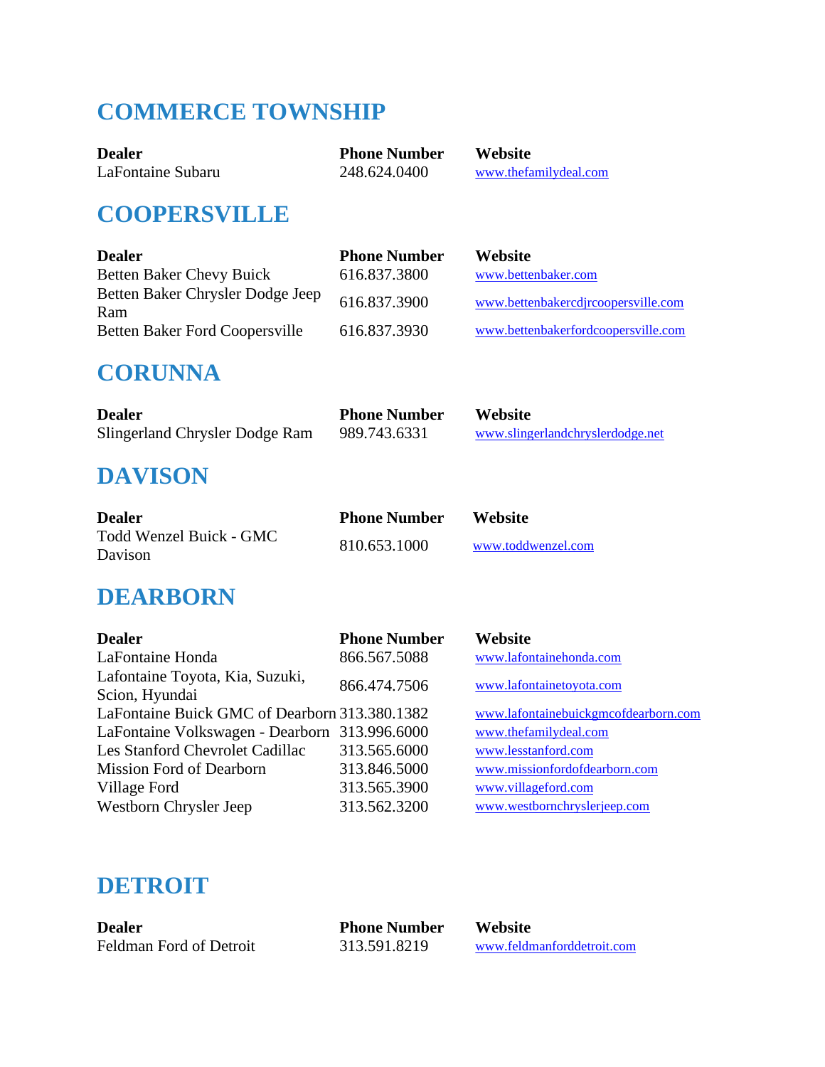## COMMERCE TOWNSHIP

| Dealer | Phone Number | Website |
|---|---|---|
| LaFontaine Subaru | 248.624.0400 | www.thefamilydeal.com |

## COOPERSVILLE

| Dealer | Phone Number | Website |
|---|---|---|
| Betten Baker Chevy Buick | 616.837.3800 | www.bettenbaker.com |
| Betten Baker Chrysler Dodge Jeep Ram | 616.837.3900 | www.bettenbakercdjrcoopersville.com |
| Betten Baker Ford Coopersville | 616.837.3930 | www.bettenbakerfordcoopersville.com |

## CORUNNA

| Dealer | Phone Number | Website |
|---|---|---|
| Slingerland Chrysler Dodge Ram | 989.743.6331 | www.slingerlandchryslerdodge.net |

## DAVISON

| Dealer | Phone Number | Website |
|---|---|---|
| Todd Wenzel Buick - GMC Davison | 810.653.1000 | www.toddwenzel.com |

## DEARBORN

| Dealer | Phone Number | Website |
|---|---|---|
| LaFontaine Honda | 866.567.5088 | www.lafontainehonda.com |
| Lafontaine Toyota, Kia, Suzuki, Scion, Hyundai | 866.474.7506 | www.lafontainetoyota.com |
| LaFontaine Buick GMC of Dearborn | 313.380.1382 | www.lafontainebuickgmcofdearborn.com |
| LaFontaine Volkswagen - Dearborn | 313.996.6000 | www.thefamilydeal.com |
| Les Stanford Chevrolet Cadillac | 313.565.6000 | www.lesstanford.com |
| Mission Ford of Dearborn | 313.846.5000 | www.missionfordofdearborn.com |
| Village Ford | 313.565.3900 | www.villageford.com |
| Westborn Chrysler Jeep | 313.562.3200 | www.westbornchryslerjeep.com |

## DETROIT

| Dealer | Phone Number | Website |
|---|---|---|
| Feldman Ford of Detroit | 313.591.8219 | www.feldmanforddetroit.com |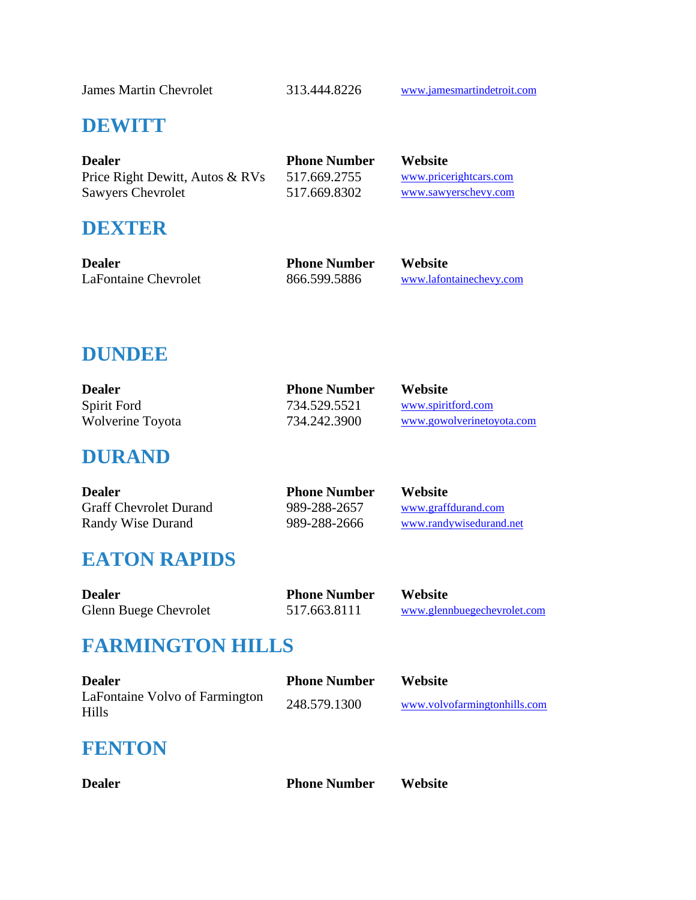| James Martin Chevrolet | 313.444.8226 | www.jamesmartindetroit.com |
|---|---|---|

## DEWITT

| Dealer | Phone Number | Website |
|---|---|---|
| Price Right Dewitt, Autos & RVs | 517.669.2755 | www.pricerightcars.com |
| Sawyers Chevrolet | 517.669.8302 | www.sawyerschevy.com |

## DEXTER

| Dealer | Phone Number | Website |
|---|---|---|
| LaFontaine Chevrolet | 866.599.5886 | www.lafontainechevy.com |

## DUNDEE

| Dealer | Phone Number | Website |
|---|---|---|
| Spirit Ford | 734.529.5521 | www.spiritford.com |
| Wolverine Toyota | 734.242.3900 | www.gowolverinetoyota.com |

## DURAND

| Dealer | Phone Number | Website |
|---|---|---|
| Graff Chevrolet Durand | 989-288-2657 | www.graffdurand.com |
| Randy Wise Durand | 989-288-2666 | www.randywisedurand.net |

## EATON RAPIDS

| Dealer | Phone Number | Website |
|---|---|---|
| Glenn Buege Chevrolet | 517.663.8111 | www.glennbuegechevrolet.com |

## FARMINGTON HILLS

| Dealer | Phone Number | Website |
|---|---|---|
| LaFontaine Volvo of Farmington Hills | 248.579.1300 | www.volvofarmingtonhills.com |

## FENTON

| Dealer | Phone Number | Website |
|---|---|---|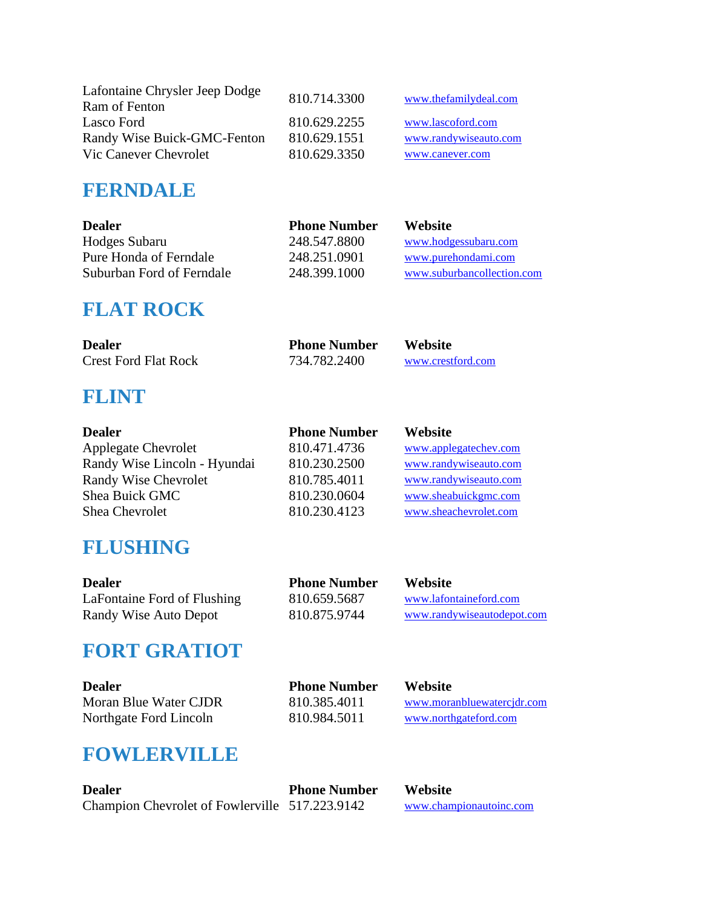| | | |
|---|---|---|
| Lafontaine Chrysler Jeep Dodge Ram of Fenton | 810.714.3300 | www.thefamilydeal.com |
| Lasco Ford | 810.629.2255 | www.lascoford.com |
| Randy Wise Buick-GMC-Fenton | 810.629.1551 | www.randywiseauto.com |
| Vic Canever Chevrolet | 810.629.3350 | www.canever.com |

## FERNDALE

| Dealer | Phone Number | Website |
|---|---|---|
| Hodges Subaru | 248.547.8800 | www.hodgessubaru.com |
| Pure Honda of Ferndale | 248.251.0901 | www.purehondami.com |
| Suburban Ford of Ferndale | 248.399.1000 | www.suburbancollection.com |

## FLAT ROCK

| Dealer | Phone Number | Website |
|---|---|---|
| Crest Ford Flat Rock | 734.782.2400 | www.crestford.com |

## FLINT

| Dealer | Phone Number | Website |
|---|---|---|
| Applegate Chevrolet | 810.471.4736 | www.applegatechev.com |
| Randy Wise Lincoln - Hyundai | 810.230.2500 | www.randywiseauto.com |
| Randy Wise Chevrolet | 810.785.4011 | www.randywiseauto.com |
| Shea Buick GMC | 810.230.0604 | www.sheabuickgmc.com |
| Shea Chevrolet | 810.230.4123 | www.sheachevrolet.com |

## FLUSHING

| Dealer | Phone Number | Website |
|---|---|---|
| LaFontaine Ford of Flushing | 810.659.5687 | www.lafontaineford.com |
| Randy Wise Auto Depot | 810.875.9744 | www.randywiseautodepot.com |

## FORT GRATIOT

| Dealer | Phone Number | Website |
|---|---|---|
| Moran Blue Water CJDR | 810.385.4011 | www.moranbluewatercjdr.com |
| Northgate Ford Lincoln | 810.984.5011 | www.northgateford.com |

## FOWLERVILLE

| Dealer | Phone Number | Website |
|---|---|---|
| Champion Chevrolet of Fowlerville | 517.223.9142 | www.championautoinc.com |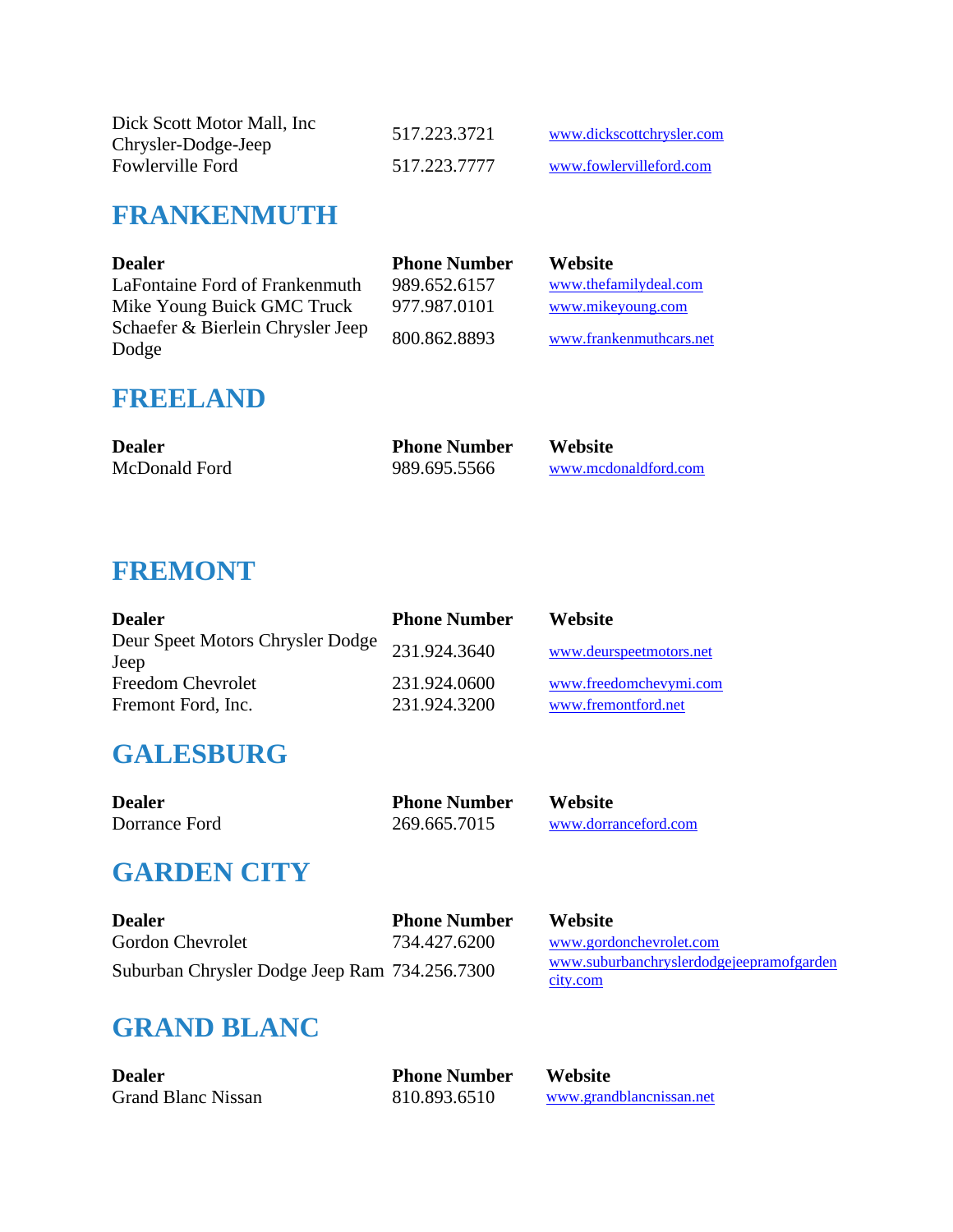| | | |
|---|---|---|
| Dick Scott Motor Mall, Inc Chrysler-Dodge-Jeep | 517.223.3721 | www.dickscottchrysler.com |
| Fowlerville Ford | 517.223.7777 | www.fowlervilleford.com |

## FRANKENMUTH

| Dealer | Phone Number | Website |
|---|---|---|
| LaFontaine Ford of Frankenmuth | 989.652.6157 | www.thefamilydeal.com |
| Mike Young Buick GMC Truck | 977.987.0101 | www.mikeyoung.com |
| Schaefer & Bierlein Chrysler Jeep Dodge | 800.862.8893 | www.frankenmuthcars.net |

## FREELAND

| Dealer | Phone Number | Website |
|---|---|---|
| McDonald Ford | 989.695.5566 | www.mcdonaldford.com |

## FREMONT

| Dealer | Phone Number | Website |
|---|---|---|
| Deur Speet Motors Chrysler Dodge Jeep | 231.924.3640 | www.deurspeetmotors.net |
| Freedom Chevrolet | 231.924.0600 | www.freedomchevymi.com |
| Fremont Ford, Inc. | 231.924.3200 | www.fremontford.net |

## GALESBURG

| Dealer | Phone Number | Website |
|---|---|---|
| Dorrance Ford | 269.665.7015 | www.dorranceford.com |

## GARDEN CITY

| Dealer | Phone Number | Website |
|---|---|---|
| Gordon Chevrolet | 734.427.6200 | www.gordonchevrolet.com |
| Suburban Chrysler Dodge Jeep Ram | 734.256.7300 | www.suburbanchryslerdodgejeepramofgardencity.com |

## GRAND BLANC

| Dealer | Phone Number | Website |
|---|---|---|
| Grand Blanc Nissan | 810.893.6510 | www.grandblancnissan.net |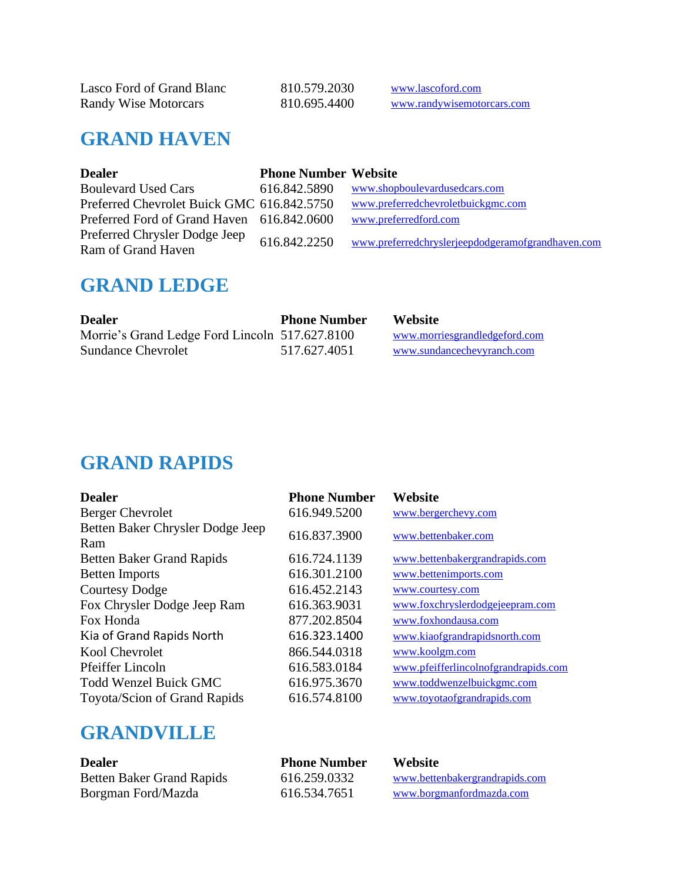| | | |
|---|---|---|
| Lasco Ford of Grand Blanc | 810.579.2030 | www.lascoford.com |
| Randy Wise Motorcars | 810.695.4400 | www.randywisemotorcars.com |

## GRAND HAVEN

| Dealer | Phone Number | Website |
|---|---|---|
| Boulevard Used Cars | 616.842.5890 | www.shopboulevardusedcars.com |
| Preferred Chevrolet Buick GMC | 616.842.5750 | www.preferredchevroletbuickgmc.com |
| Preferred Ford of Grand Haven | 616.842.0600 | www.preferredford.com |
| Preferred Chrysler Dodge Jeep Ram of Grand Haven | 616.842.2250 | www.preferredchryslerjeepdodgeramofgrandhaven.com |

## GRAND LEDGE

| Dealer | Phone Number | Website |
|---|---|---|
| Morrie's Grand Ledge Ford Lincoln | 517.627.8100 | www.morriesgrandledgeford.com |
| Sundance Chevrolet | 517.627.4051 | www.sundancechevyranch.com |

## GRAND RAPIDS

| Dealer | Phone Number | Website |
|---|---|---|
| Berger Chevrolet | 616.949.5200 | www.bergerchevy.com |
| Betten Baker Chrysler Dodge Jeep Ram | 616.837.3900 | www.bettenbaker.com |
| Betten Baker Grand Rapids | 616.724.1139 | www.bettenbakergrandrapids.com |
| Betten Imports | 616.301.2100 | www.bettenimports.com |
| Courtesy Dodge | 616.452.2143 | www.courtesy.com |
| Fox Chrysler Dodge Jeep Ram | 616.363.9031 | www.foxchryslerdodgejeepram.com |
| Fox Honda | 877.202.8504 | www.foxhondausa.com |
| Kia of Grand Rapids North | 616.323.1400 | www.kiaofgrandrapidsnorth.com |
| Kool Chevrolet | 866.544.0318 | www.koolgm.com |
| Pfeiffer Lincoln | 616.583.0184 | www.pfeifferlincolnofgrandrapids.com |
| Todd Wenzel Buick GMC | 616.975.3670 | www.toddwenzelbuickgmc.com |
| Toyota/Scion of Grand Rapids | 616.574.8100 | www.toyotaofgrandrapids.com |

## GRANDVILLE

| Dealer | Phone Number | Website |
|---|---|---|
| Betten Baker Grand Rapids | 616.259.0332 | www.bettenbakergrandrapids.com |
| Borgman Ford/Mazda | 616.534.7651 | www.borgmanfordmazda.com |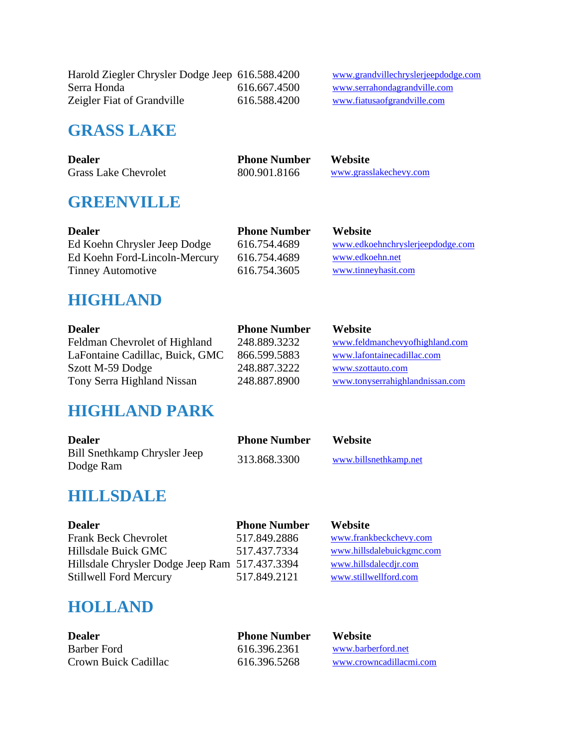| Dealer | Phone Number | Website |
|---|---|---|
| Harold Ziegler Chrysler Dodge Jeep | 616.588.4200 | www.grandvillechryslerjeepdodge.com |
| Serra Honda | 616.667.4500 | www.serrahondagrandville.com |
| Zeigler Fiat of Grandville | 616.588.4200 | www.fiatusaofgrandville.com |

## GRASS LAKE

| Dealer | Phone Number | Website |
|---|---|---|
| Grass Lake Chevrolet | 800.901.8166 | www.grasslakechevy.com |

## GREENVILLE

| Dealer | Phone Number | Website |
|---|---|---|
| Ed Koehn Chrysler Jeep Dodge | 616.754.4689 | www.edkoehnchryslerjeepdodge.com |
| Ed Koehn Ford-Lincoln-Mercury | 616.754.4689 | www.edkoehn.net |
| Tinney Automotive | 616.754.3605 | www.tinneyhasit.com |

## HIGHLAND

| Dealer | Phone Number | Website |
|---|---|---|
| Feldman Chevrolet of Highland | 248.889.3232 | www.feldmanchevyofhighland.com |
| LaFontaine Cadillac, Buick, GMC | 866.599.5883 | www.lafontainecadillac.com |
| Szott M-59 Dodge | 248.887.3222 | www.szottauto.com |
| Tony Serra Highland Nissan | 248.887.8900 | www.tonyserrahighlandnissan.com |

## HIGHLAND PARK

| Dealer | Phone Number | Website |
|---|---|---|
| Bill Snethkamp Chrysler Jeep Dodge Ram | 313.868.3300 | www.billsnethkamp.net |

## HILLSDALE

| Dealer | Phone Number | Website |
|---|---|---|
| Frank Beck Chevrolet | 517.849.2886 | www.frankbeckchevy.com |
| Hillsdale Buick GMC | 517.437.7334 | www.hillsdalebuickgmc.com |
| Hillsdale Chrysler Dodge Jeep Ram | 517.437.3394 | www.hillsdalecdjr.com |
| Stillwell Ford Mercury | 517.849.2121 | www.stillwellford.com |

## HOLLAND

| Dealer | Phone Number | Website |
|---|---|---|
| Barber Ford | 616.396.2361 | www.barberford.net |
| Crown Buick Cadillac | 616.396.5268 | www.crowncadillacmi.com |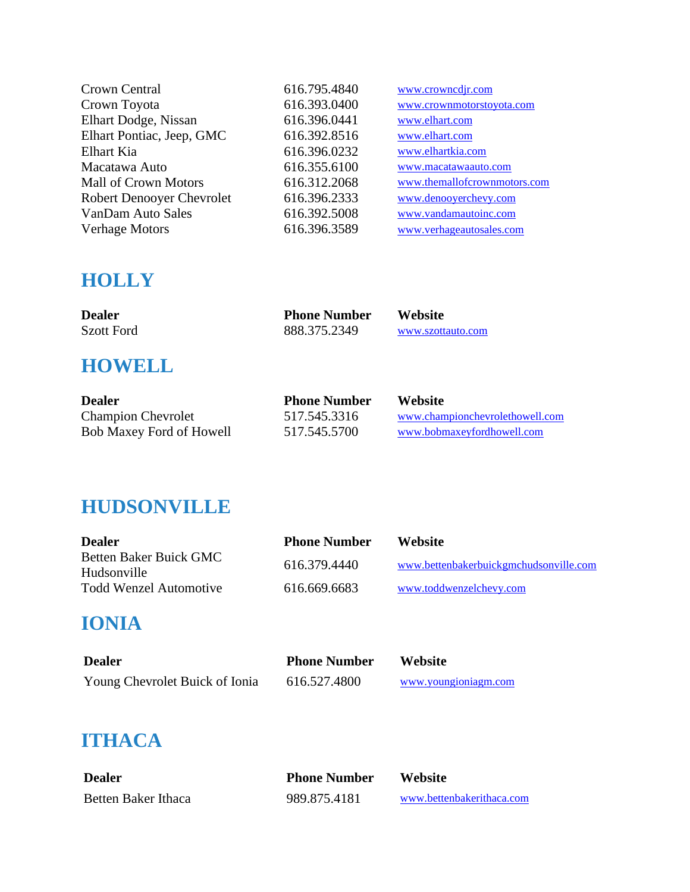| | | |
|---|---|---|
| Crown Central | 616.795.4840 | www.crowncdjr.com |
| Crown Toyota | 616.393.0400 | www.crownmotorstoyota.com |
| Elhart Dodge, Nissan | 616.396.0441 | www.elhart.com |
| Elhart Pontiac, Jeep, GMC | 616.392.8516 | www.elhart.com |
| Elhart Kia | 616.396.0232 | www.elhartkia.com |
| Macatawa Auto | 616.355.6100 | www.macatawaauto.com |
| Mall of Crown Motors | 616.312.2068 | www.themallofcrownmotors.com |
| Robert Denooyer Chevrolet | 616.396.2333 | www.denooyerchevy.com |
| VanDam Auto Sales | 616.392.5008 | www.vandamautoinc.com |
| Verhage Motors | 616.396.3589 | www.verhageautosales.com |

## HOLLY

| Dealer | Phone Number | Website |
|---|---|---|
| Szott Ford | 888.375.2349 | www.szottauto.com |

## HOWELL

| Dealer | Phone Number | Website |
|---|---|---|
| Champion Chevrolet | 517.545.3316 | www.championchevrolethowell.com |
| Bob Maxey Ford of Howell | 517.545.5700 | www.bobmaxeyfordhowell.com |

## HUDSONVILLE

| Dealer | Phone Number | Website |
|---|---|---|
| Betten Baker Buick GMC Hudsonville | 616.379.4440 | www.bettenbakerbuickgmchudsonville.com |
| Todd Wenzel Automotive | 616.669.6683 | www.toddwenzelchevy.com |

## IONIA

| Dealer | Phone Number | Website |
|---|---|---|
| Young Chevrolet Buick of Ionia | 616.527.4800 | www.youngioniagm.com |

## ITHACA

| Dealer | Phone Number | Website |
|---|---|---|
| Betten Baker Ithaca | 989.875.4181 | www.bettenbakerithaca.com |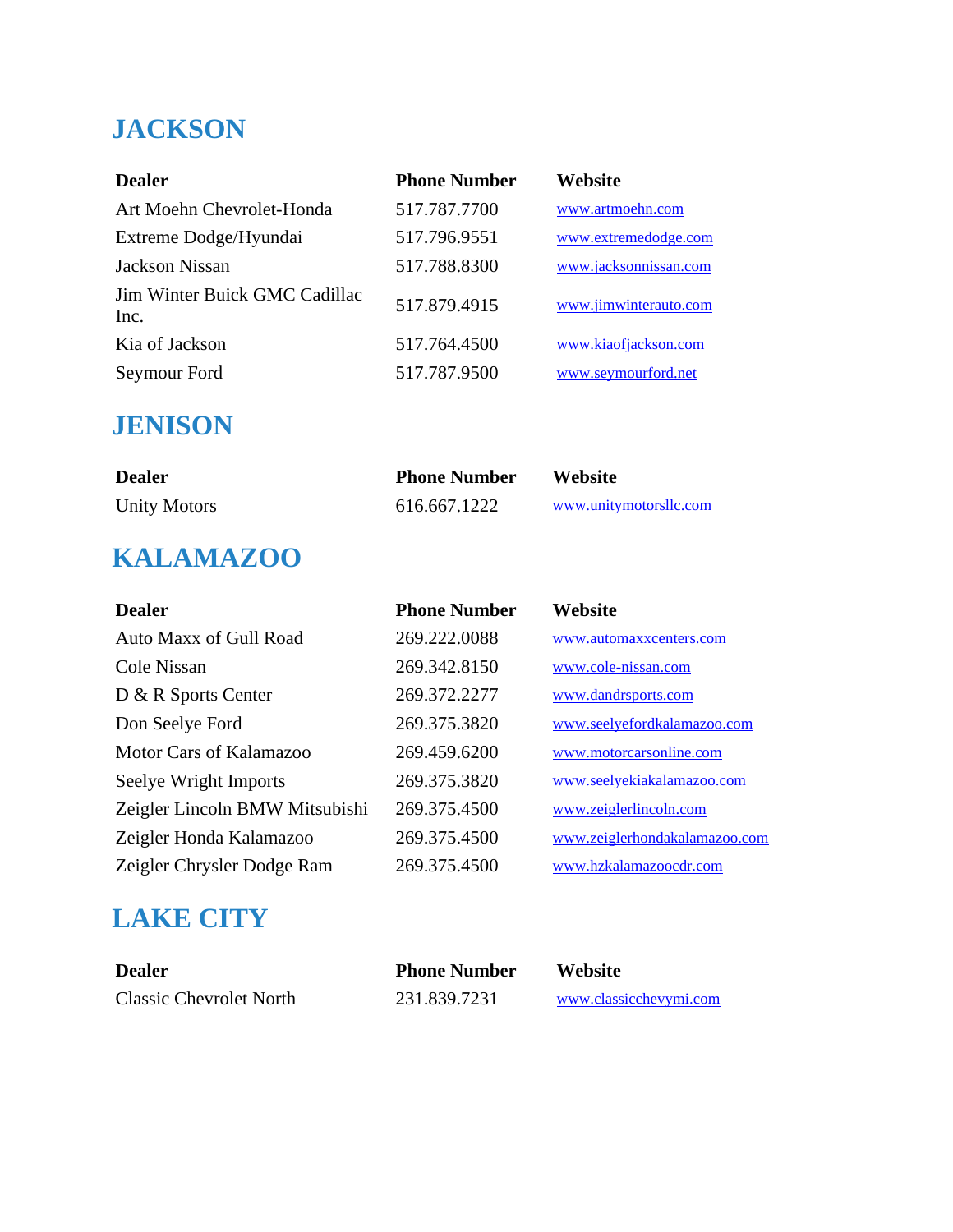## JACKSON

| Dealer | Phone Number | Website |
| --- | --- | --- |
| Art Moehn Chevrolet-Honda | 517.787.7700 | www.artmoehn.com |
| Extreme Dodge/Hyundai | 517.796.9551 | www.extremedodge.com |
| Jackson Nissan | 517.788.8300 | www.jacksonnissan.com |
| Jim Winter Buick GMC Cadillac Inc. | 517.879.4915 | www.jimwinterauto.com |
| Kia of Jackson | 517.764.4500 | www.kiaofjackson.com |
| Seymour Ford | 517.787.9500 | www.seymourford.net |

## JENISON

| Dealer | Phone Number | Website |
| --- | --- | --- |
| Unity Motors | 616.667.1222 | www.unitymotorsllc.com |

## KALAMAZOO

| Dealer | Phone Number | Website |
| --- | --- | --- |
| Auto Maxx of Gull Road | 269.222.0088 | www.automaxxcenters.com |
| Cole Nissan | 269.342.8150 | www.cole-nissan.com |
| D & R Sports Center | 269.372.2277 | www.dandrsports.com |
| Don Seelye Ford | 269.375.3820 | www.seelyefordkalamazoo.com |
| Motor Cars of Kalamazoo | 269.459.6200 | www.motorcarsonline.com |
| Seelye Wright Imports | 269.375.3820 | www.seelyekiakalamazoo.com |
| Zeigler Lincoln BMW Mitsubishi | 269.375.4500 | www.zeiglerlincoln.com |
| Zeigler Honda Kalamazoo | 269.375.4500 | www.zeiglerhondakalamazoo.com |
| Zeigler Chrysler Dodge Ram | 269.375.4500 | www.hzkalamazoocdr.com |

## LAKE CITY

| Dealer | Phone Number | Website |
| --- | --- | --- |
| Classic Chevrolet North | 231.839.7231 | www.classicchevymi.com |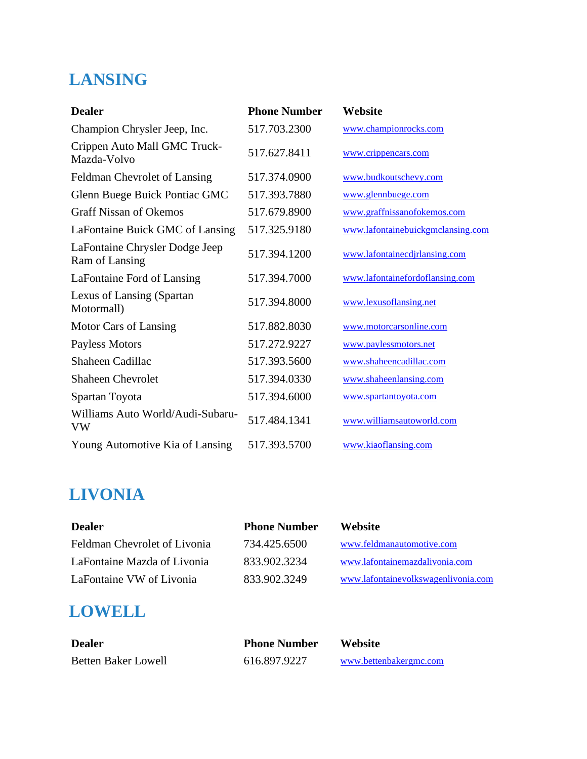## LANSING

| Dealer | Phone Number | Website |
|---|---|---|
| Champion Chrysler Jeep, Inc. | 517.703.2300 | www.championrocks.com |
| Crippen Auto Mall GMC Truck-Mazda-Volvo | 517.627.8411 | www.crippencars.com |
| Feldman Chevrolet of Lansing | 517.374.0900 | www.budkoutschevy.com |
| Glenn Buege Buick Pontiac GMC | 517.393.7880 | www.glennbuege.com |
| Graff Nissan of Okemos | 517.679.8900 | www.graffnissanofokemos.com |
| LaFontaine Buick GMC of Lansing | 517.325.9180 | www.lafontainebuickgmclansing.com |
| LaFontaine Chrysler Dodge Jeep Ram of Lansing | 517.394.1200 | www.lafontainecdjrlansing.com |
| LaFontaine Ford of Lansing | 517.394.7000 | www.lafontainefordoflansing.com |
| Lexus of Lansing (Spartan Motormall) | 517.394.8000 | www.lexusoflansing.net |
| Motor Cars of Lansing | 517.882.8030 | www.motorcarsonline.com |
| Payless Motors | 517.272.9227 | www.paylessmotors.net |
| Shaheen Cadillac | 517.393.5600 | www.shaheencadillac.com |
| Shaheen Chevrolet | 517.394.0330 | www.shaheenlansing.com |
| Spartan Toyota | 517.394.6000 | www.spartantoyota.com |
| Williams Auto World/Audi-Subaru-VW | 517.484.1341 | www.williamsautoworld.com |
| Young Automotive Kia of Lansing | 517.393.5700 | www.kiaoflansing.com |

## LIVONIA

| Dealer | Phone Number | Website |
|---|---|---|
| Feldman Chevrolet of Livonia | 734.425.6500 | www.feldmanautomotive.com |
| LaFontaine Mazda of Livonia | 833.902.3234 | www.lafontainemazdalivonia.com |
| LaFontaine VW of Livonia | 833.902.3249 | www.lafontainevolkswagenlivonia.com |

## LOWELL

| Dealer | Phone Number | Website |
|---|---|---|
| Betten Baker Lowell | 616.897.9227 | www.bettenbakergmc.com |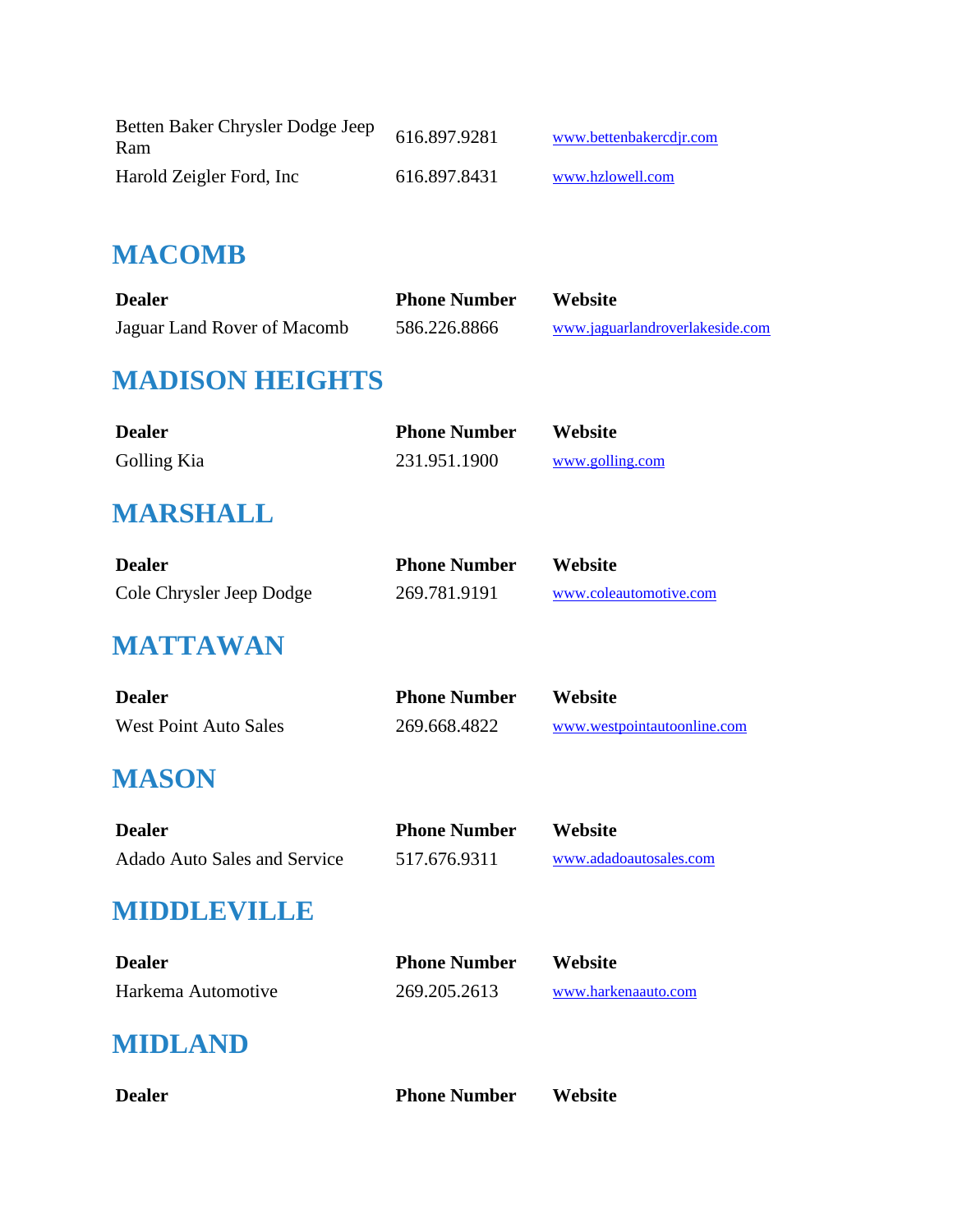| | | |
|---|---|---|
| Betten Baker Chrysler Dodge Jeep Ram | 616.897.9281 | www.bettenbakercdjr.com |
| Harold Zeigler Ford, Inc | 616.897.8431 | www.hzlowell.com |

## MACOMB

| Dealer | Phone Number | Website |
|---|---|---|
| Jaguar Land Rover of Macomb | 586.226.8866 | www.jaguarlandroverlakeside.com |

## MADISON HEIGHTS

| Dealer | Phone Number | Website |
|---|---|---|
| Golling Kia | 231.951.1900 | www.golling.com |

## MARSHALL

| Dealer | Phone Number | Website |
|---|---|---|
| Cole Chrysler Jeep Dodge | 269.781.9191 | www.coleautomotive.com |

## MATTAWAN

| Dealer | Phone Number | Website |
|---|---|---|
| West Point Auto Sales | 269.668.4822 | www.westpointautoonline.com |

## MASON

| Dealer | Phone Number | Website |
|---|---|---|
| Adado Auto Sales and Service | 517.676.9311 | www.adadoautosales.com |

## MIDDLEVILLE

| Dealer | Phone Number | Website |
|---|---|---|
| Harkema Automotive | 269.205.2613 | www.harkenaauto.com |

## MIDLAND

| Dealer | Phone Number | Website |
|---|---|---|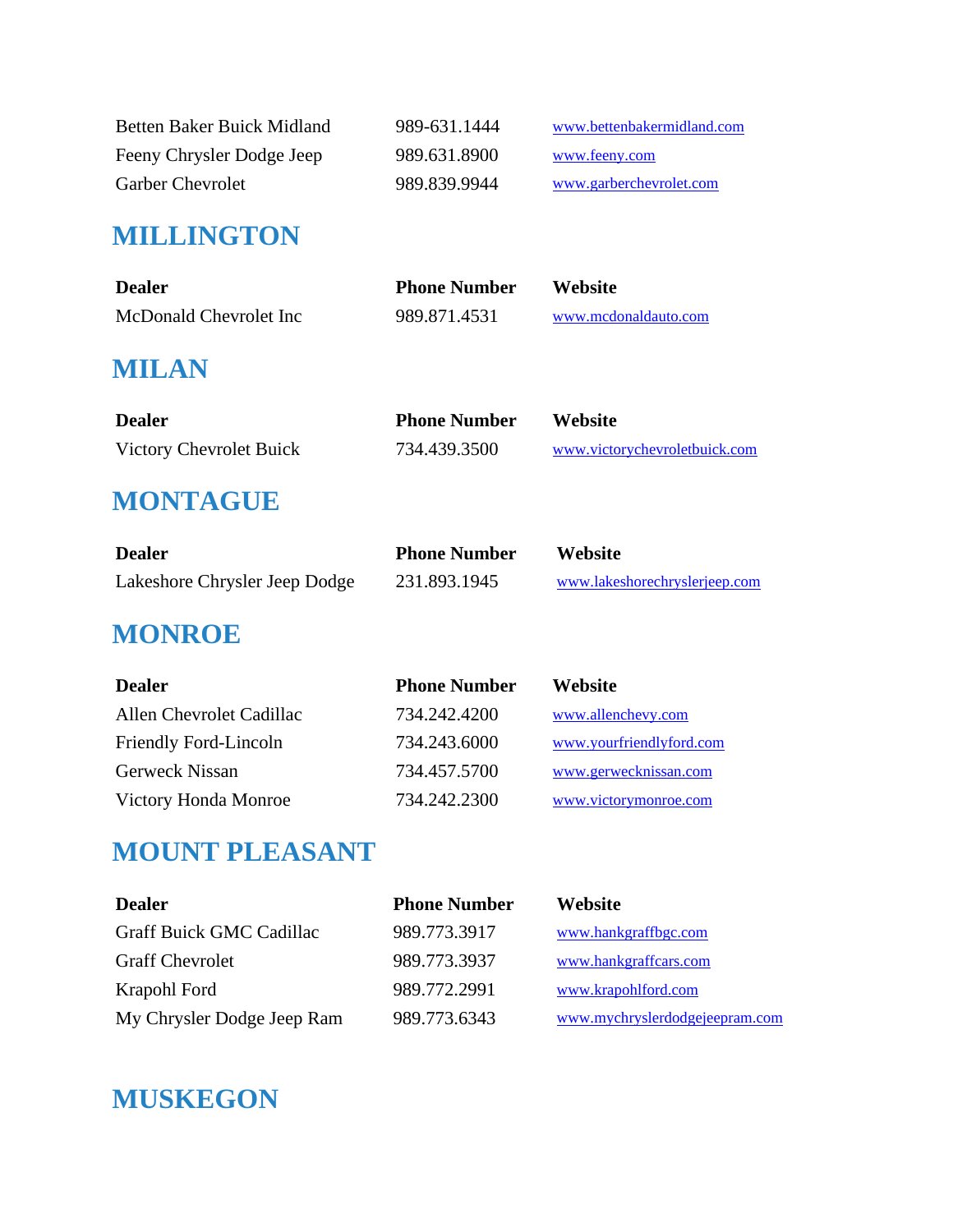| | | |
|---|---|---|
| Betten Baker Buick Midland | 989-631.1444 | www.bettenbakermidland.com |
| Feeny Chrysler Dodge Jeep | 989.631.8900 | www.feeny.com |
| Garber Chevrolet | 989.839.9944 | www.garberchevrolet.com |

## MILLINGTON

| Dealer | Phone Number | Website |
|---|---|---|
| McDonald Chevrolet Inc | 989.871.4531 | www.mcdonaldauto.com |

## MILAN

| Dealer | Phone Number | Website |
|---|---|---|
| Victory Chevrolet Buick | 734.439.3500 | www.victorychevroletbuick.com |

## MONTAGUE

| Dealer | Phone Number | Website |
|---|---|---|
| Lakeshore Chrysler Jeep Dodge | 231.893.1945 | www.lakeshorechryslerjeep.com |

## MONROE

| Dealer | Phone Number | Website |
|---|---|---|
| Allen Chevrolet Cadillac | 734.242.4200 | www.allenchevy.com |
| Friendly Ford-Lincoln | 734.243.6000 | www.yourfriendlyford.com |
| Gerweck Nissan | 734.457.5700 | www.gerwecknissan.com |
| Victory Honda Monroe | 734.242.2300 | www.victorymonroe.com |

## MOUNT PLEASANT

| Dealer | Phone Number | Website |
|---|---|---|
| Graff Buick GMC Cadillac | 989.773.3917 | www.hankgraffbgc.com |
| Graff Chevrolet | 989.773.3937 | www.hankgraffcars.com |
| Krapohl Ford | 989.772.2991 | www.krapohlford.com |
| My Chrysler Dodge Jeep Ram | 989.773.6343 | www.mychryslerdodgejeepram.com |

## MUSKEGON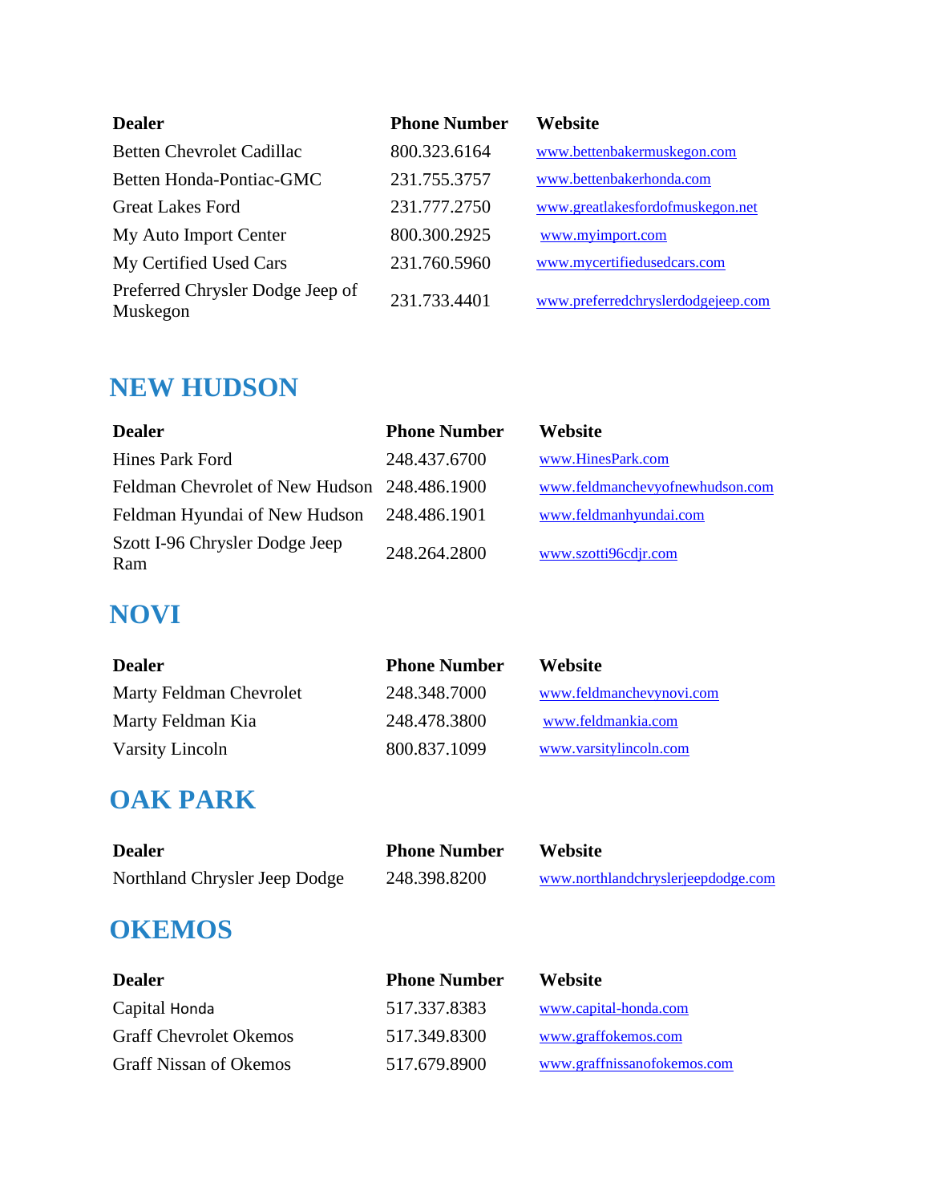| Dealer | Phone Number | Website |
|---|---|---|
| Betten Chevrolet Cadillac | 800.323.6164 | www.bettenbakermuskegon.com |
| Betten Honda-Pontiac-GMC | 231.755.3757 | www.bettenbakerhonda.com |
| Great Lakes Ford | 231.777.2750 | www.greatlakesfordofmuskegon.net |
| My Auto Import Center | 800.300.2925 | www.myimport.com |
| My Certified Used Cars | 231.760.5960 | www.mycertifiedusedcars.com |
| Preferred Chrysler Dodge Jeep of Muskegon | 231.733.4401 | www.preferredchryslerdodgejeep.com |

## NEW HUDSON

| Dealer | Phone Number | Website |
|---|---|---|
| Hines Park Ford | 248.437.6700 | www.HinesPark.com |
| Feldman Chevrolet of New Hudson | 248.486.1900 | www.feldmanchevyofnewhudson.com |
| Feldman Hyundai of New Hudson | 248.486.1901 | www.feldmanhyundai.com |
| Szott I-96 Chrysler Dodge Jeep Ram | 248.264.2800 | www.szotti96cdjr.com |

## NOVI

| Dealer | Phone Number | Website |
|---|---|---|
| Marty Feldman Chevrolet | 248.348.7000 | www.feldmanchevynovi.com |
| Marty Feldman Kia | 248.478.3800 | www.feldmankia.com |
| Varsity Lincoln | 800.837.1099 | www.varsitylincoln.com |

## OAK PARK

| Dealer | Phone Number | Website |
|---|---|---|
| Northland Chrysler Jeep Dodge | 248.398.8200 | www.northlandchryslerjeepdodge.com |

## OKEMOS

| Dealer | Phone Number | Website |
|---|---|---|
| Capital Honda | 517.337.8383 | www.capital-honda.com |
| Graff Chevrolet Okemos | 517.349.8300 | www.graffokemos.com |
| Graff Nissan of Okemos | 517.679.8900 | www.graffnissanofokemos.com |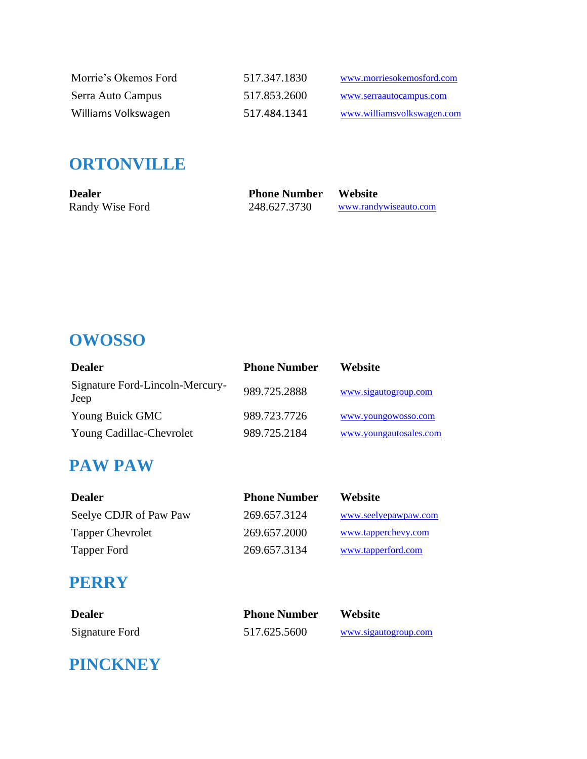| | | |
|---|---|---|
| Morrie's Okemos Ford | 517.347.1830 | www.morriesokemosford.com |
| Serra Auto Campus | 517.853.2600 | www.serraautocampus.com |
| Williams Volkswagen | 517.484.1341 | www.williamsvolkswagen.com |

## ORTONVILLE

| Dealer | Phone Number | Website |
|---|---|---|
| Randy Wise Ford | 248.627.3730 | www.randywiseauto.com |

## OWOSSO

| Dealer | Phone Number | Website |
|---|---|---|
| Signature Ford-Lincoln-Mercury-Jeep | 989.725.2888 | www.sigautogroup.com |
| Young Buick GMC | 989.723.7726 | www.youngowosso.com |
| Young Cadillac-Chevrolet | 989.725.2184 | www.youngautosales.com |

## PAW PAW

| Dealer | Phone Number | Website |
|---|---|---|
| Seelye CDJR of Paw Paw | 269.657.3124 | www.seelyepawpaw.com |
| Tapper Chevrolet | 269.657.2000 | www.tapperchevy.com |
| Tapper Ford | 269.657.3134 | www.tapperford.com |

## PERRY

| Dealer | Phone Number | Website |
|---|---|---|
| Signature Ford | 517.625.5600 | www.sigautogroup.com |

## PINCKNEY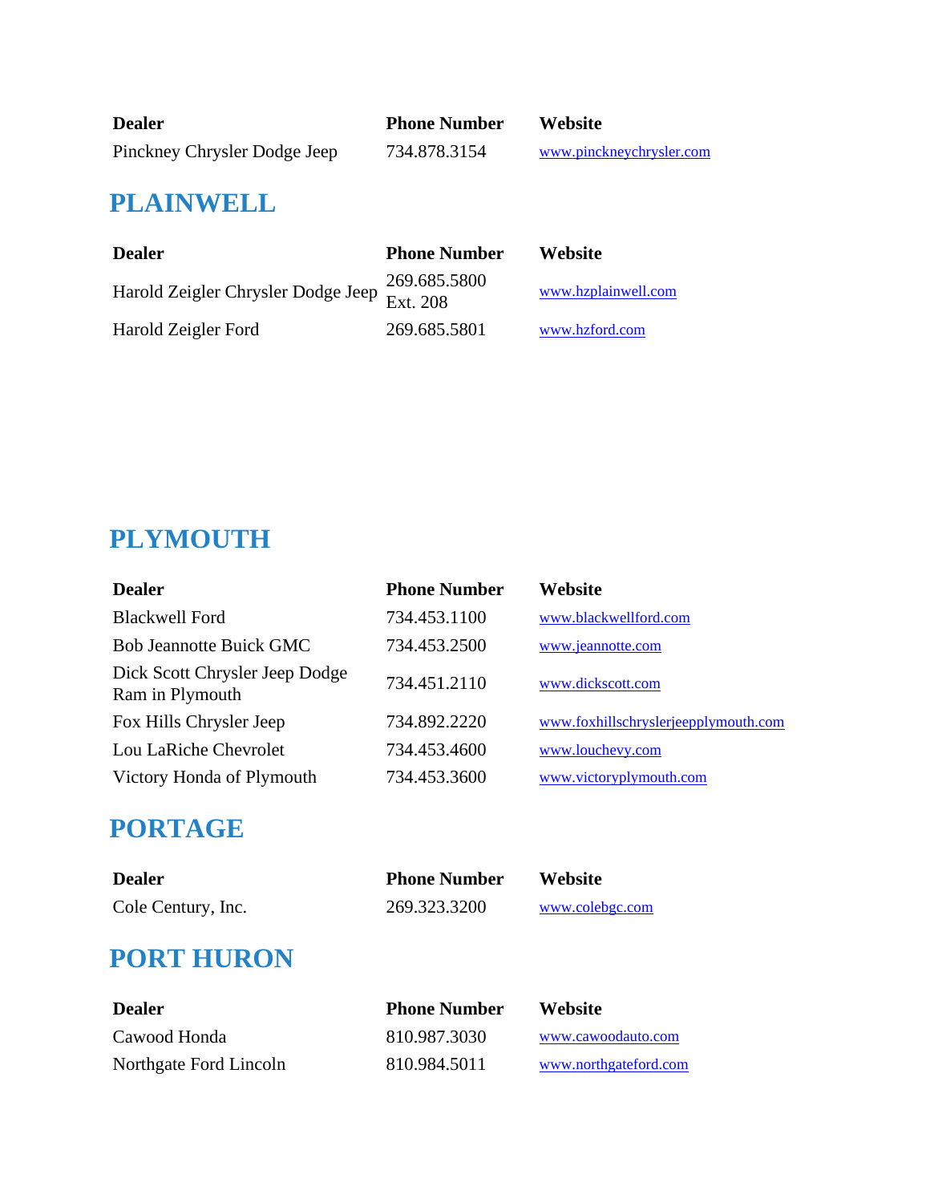| Dealer | Phone Number | Website |
|---|---|---|
| Pinckney Chrysler Dodge Jeep | 734.878.3154 | www.pinckneychrysler.com |

## PLAINWELL

| Dealer | Phone Number | Website |
|---|---|---|
| Harold Zeigler Chrysler Dodge Jeep | 269.685.5800 Ext. 208 | www.hzplainwell.com |
| Harold Zeigler Ford | 269.685.5801 | www.hzford.com |

## PLYMOUTH

| Dealer | Phone Number | Website |
|---|---|---|
| Blackwell Ford | 734.453.1100 | www.blackwellford.com |
| Bob Jeannotte Buick GMC | 734.453.2500 | www.jeannotte.com |
| Dick Scott Chrysler Jeep Dodge Ram in Plymouth | 734.451.2110 | www.dickscott.com |
| Fox Hills Chrysler Jeep | 734.892.2220 | www.foxhillschryslerjeepplymouth.com |
| Lou LaRiche Chevrolet | 734.453.4600 | www.louchevy.com |
| Victory Honda of Plymouth | 734.453.3600 | www.victoryplymouth.com |

## PORTAGE

| Dealer | Phone Number | Website |
|---|---|---|
| Cole Century, Inc. | 269.323.3200 | www.colebgc.com |

## PORT HURON

| Dealer | Phone Number | Website |
|---|---|---|
| Cawood Honda | 810.987.3030 | www.cawoodauto.com |
| Northgate Ford Lincoln | 810.984.5011 | www.northgateford.com |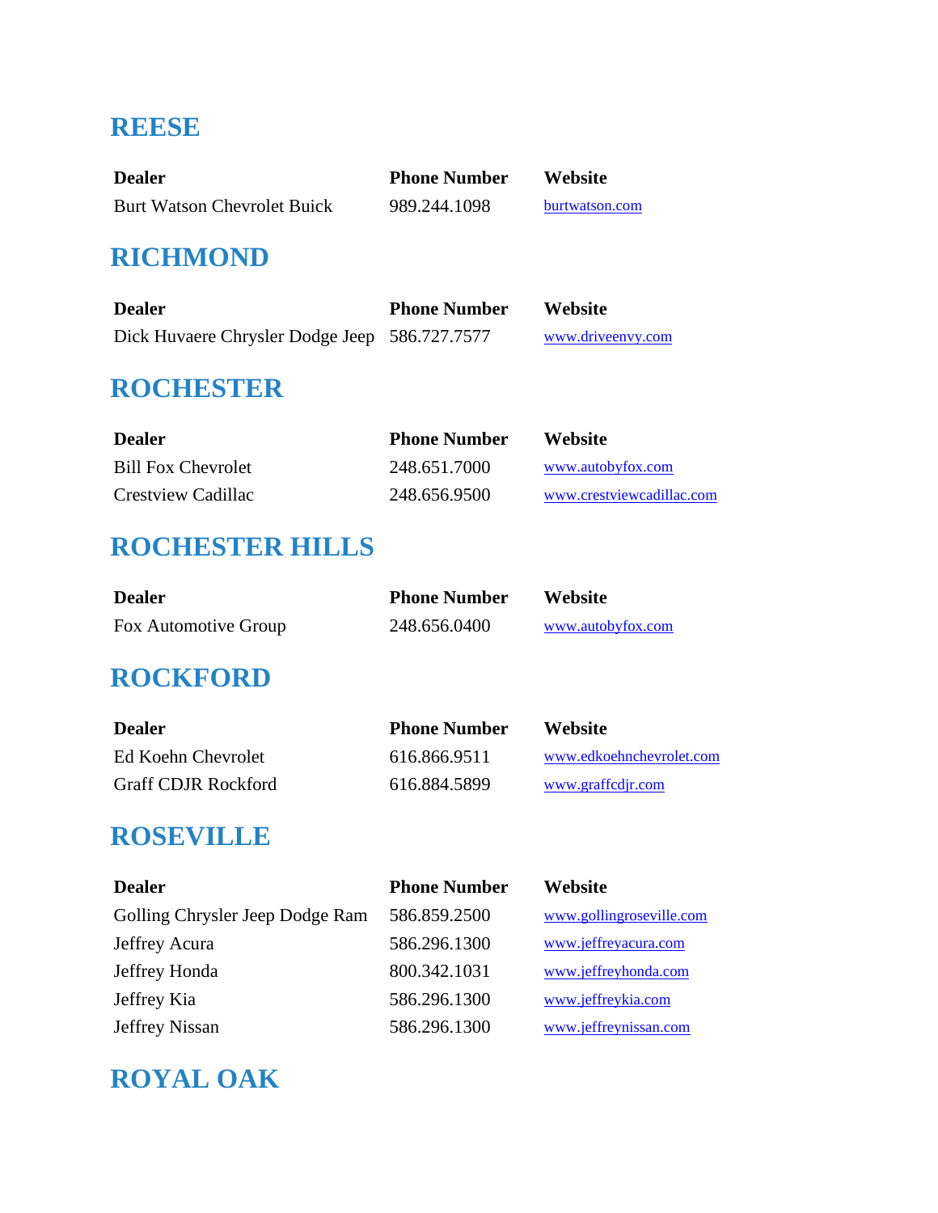## REESE

| Dealer | Phone Number | Website |
|---|---|---|
| Burt Watson Chevrolet Buick | 989.244.1098 | burtwatson.com |

## RICHMOND

| Dealer | Phone Number | Website |
|---|---|---|
| Dick Huvaere Chrysler Dodge Jeep | 586.727.7577 | www.driveenvy.com |

## ROCHESTER

| Dealer | Phone Number | Website |
|---|---|---|
| Bill Fox Chevrolet | 248.651.7000 | www.autobyfox.com |
| Crestview Cadillac | 248.656.9500 | www.crestviewcadillac.com |

## ROCHESTER HILLS

| Dealer | Phone Number | Website |
|---|---|---|
| Fox Automotive Group | 248.656.0400 | www.autobyfox.com |

## ROCKFORD

| Dealer | Phone Number | Website |
|---|---|---|
| Ed Koehn Chevrolet | 616.866.9511 | www.edkoehnchevrolet.com |
| Graff CDJR Rockford | 616.884.5899 | www.graffcdjr.com |

## ROSEVILLE

| Dealer | Phone Number | Website |
|---|---|---|
| Golling Chrysler Jeep Dodge Ram | 586.859.2500 | www.gollingroseville.com |
| Jeffrey Acura | 586.296.1300 | www.jeffreyacura.com |
| Jeffrey Honda | 800.342.1031 | www.jeffreyhonda.com |
| Jeffrey Kia | 586.296.1300 | www.jeffreykia.com |
| Jeffrey Nissan | 586.296.1300 | www.jeffreynissan.com |

## ROYAL OAK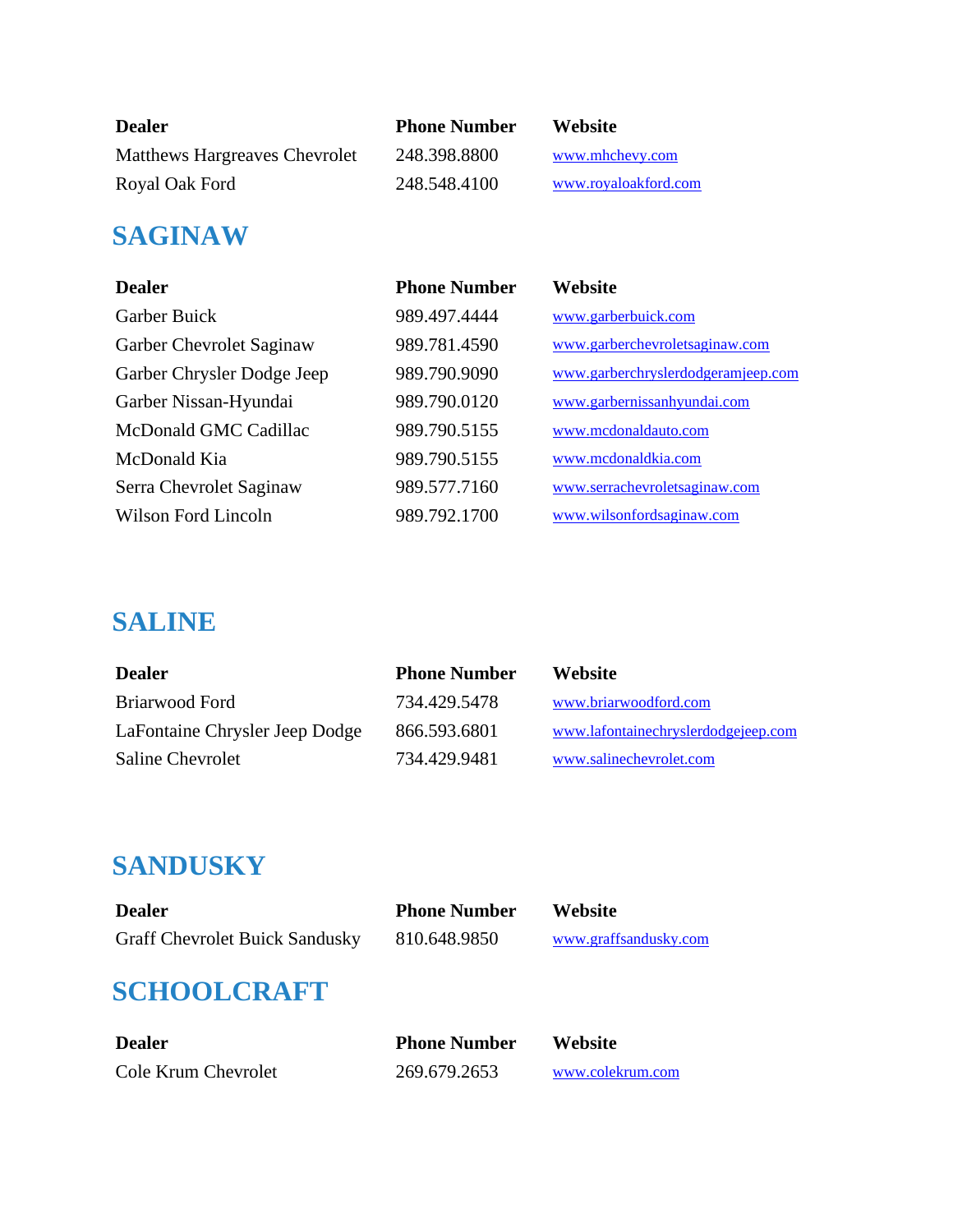| Dealer | Phone Number | Website |
| --- | --- | --- |
| Matthews Hargreaves Chevrolet | 248.398.8800 | www.mhchevy.com |
| Royal Oak Ford | 248.548.4100 | www.royaloakford.com |

## SAGINAW

| Dealer | Phone Number | Website |
| --- | --- | --- |
| Garber Buick | 989.497.4444 | www.garberbuick.com |
| Garber Chevrolet Saginaw | 989.781.4590 | www.garberchevroletsaginaw.com |
| Garber Chrysler Dodge Jeep | 989.790.9090 | www.garberchryslerdodgeramjeep.com |
| Garber Nissan-Hyundai | 989.790.0120 | www.garbernissanhyundai.com |
| McDonald GMC Cadillac | 989.790.5155 | www.mcdonaldauto.com |
| McDonald Kia | 989.790.5155 | www.mcdonaldkia.com |
| Serra Chevrolet Saginaw | 989.577.7160 | www.serrachevroletsaginaw.com |
| Wilson Ford Lincoln | 989.792.1700 | www.wilsonfordsaginaw.com |

## SALINE

| Dealer | Phone Number | Website |
| --- | --- | --- |
| Briarwood Ford | 734.429.5478 | www.briarwoodford.com |
| LaFontaine Chrysler Jeep Dodge | 866.593.6801 | www.lafontainechryslerdodgejeep.com |
| Saline Chevrolet | 734.429.9481 | www.salinechevrolet.com |

## SANDUSKY

| Dealer | Phone Number | Website |
| --- | --- | --- |
| Graff Chevrolet Buick Sandusky | 810.648.9850 | www.graffsandusky.com |

## SCHOOLCRAFT

| Dealer | Phone Number | Website |
| --- | --- | --- |
| Cole Krum Chevrolet | 269.679.2653 | www.colekrum.com |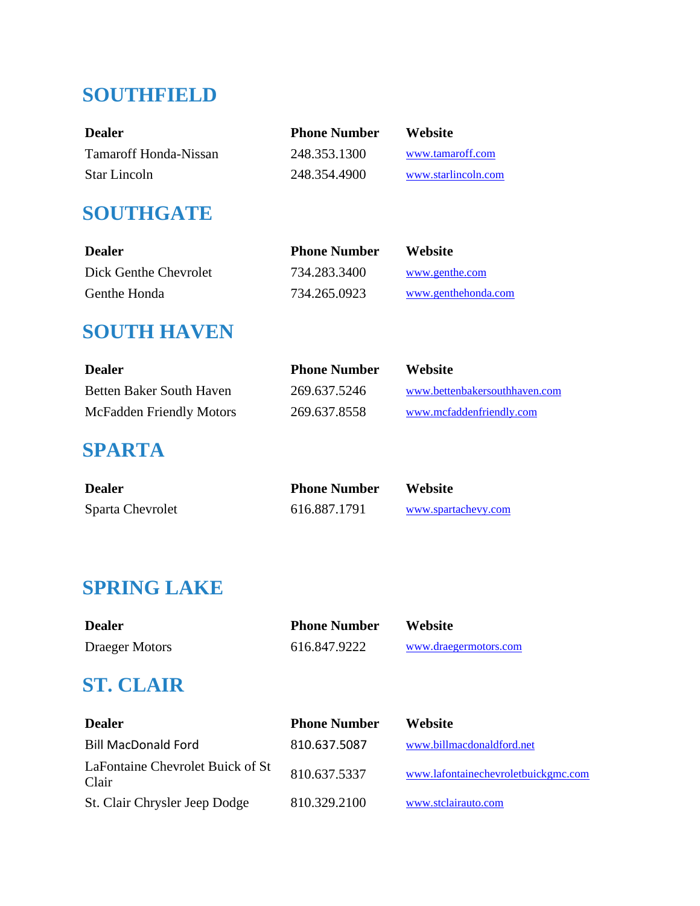## SOUTHFIELD

| Dealer | Phone Number | Website |
|---|---|---|
| Tamaroff Honda-Nissan | 248.353.1300 | www.tamaroff.com |
| Star Lincoln | 248.354.4900 | www.starlincoln.com |

## SOUTHGATE

| Dealer | Phone Number | Website |
|---|---|---|
| Dick Genthe Chevrolet | 734.283.3400 | www.genthe.com |
| Genthe Honda | 734.265.0923 | www.genthehonda.com |

## SOUTH HAVEN

| Dealer | Phone Number | Website |
|---|---|---|
| Betten Baker South Haven | 269.637.5246 | www.bettenbakersouthhaven.com |
| McFadden Friendly Motors | 269.637.8558 | www.mcfaddenfriendly.com |

## SPARTA

| Dealer | Phone Number | Website |
|---|---|---|
| Sparta Chevrolet | 616.887.1791 | www.spartachevy.com |

## SPRING LAKE

| Dealer | Phone Number | Website |
|---|---|---|
| Draeger Motors | 616.847.9222 | www.draegermotors.com |

## ST. CLAIR

| Dealer | Phone Number | Website |
|---|---|---|
| Bill MacDonald Ford | 810.637.5087 | www.billmacdonaldford.net |
| LaFontaine Chevrolet Buick of St Clair | 810.637.5337 | www.lafontainechevroletbuickgmc.com |
| St. Clair Chrysler Jeep Dodge | 810.329.2100 | www.stclairauto.com |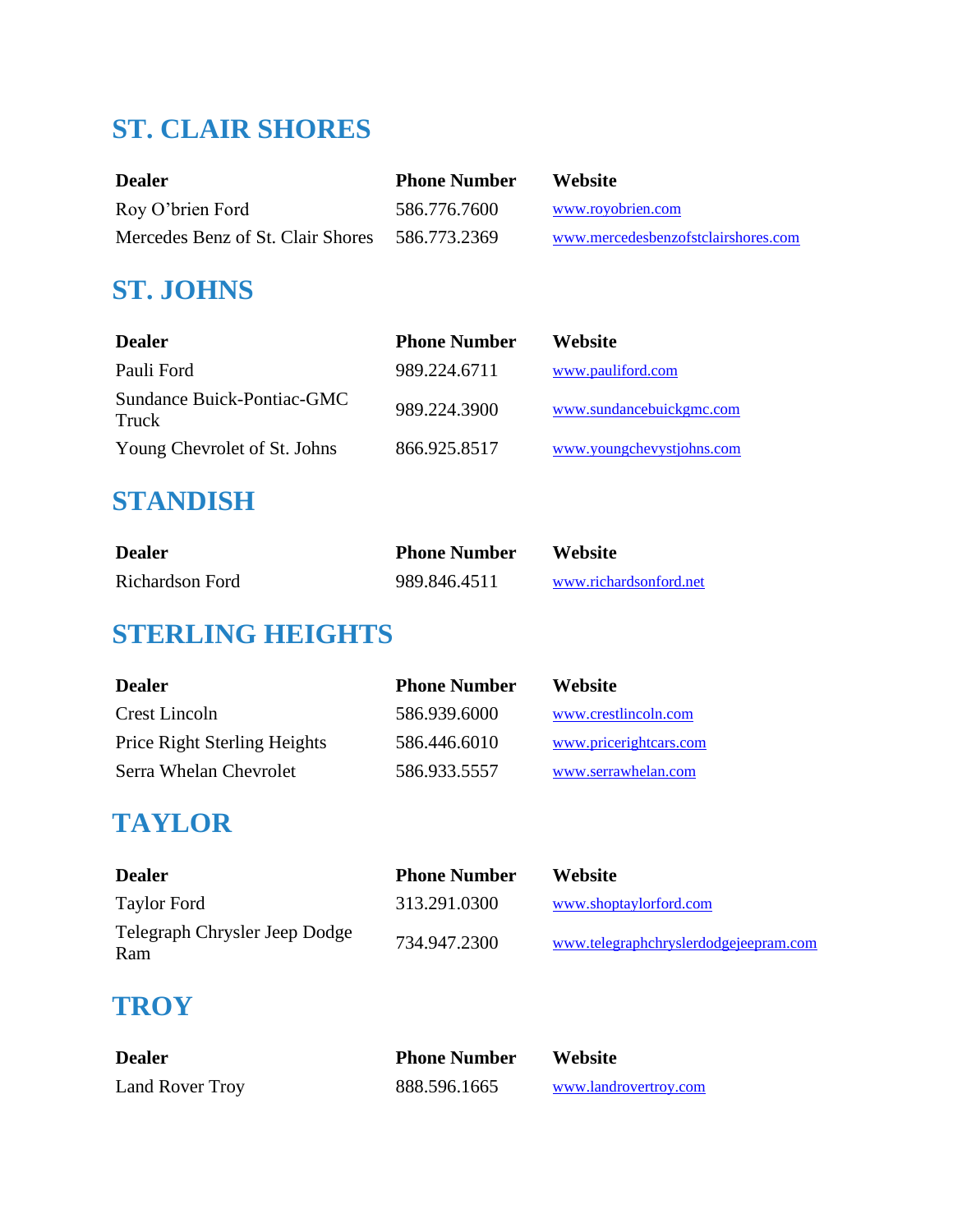## ST. CLAIR SHORES

| Dealer | Phone Number | Website |
|---|---|---|
| Roy O'brien Ford | 586.776.7600 | www.royobrien.com |
| Mercedes Benz of St. Clair Shores | 586.773.2369 | www.mercedesbenzofstclairshores.com |

## ST. JOHNS

| Dealer | Phone Number | Website |
|---|---|---|
| Pauli Ford | 989.224.6711 | www.pauliford.com |
| Sundance Buick-Pontiac-GMC Truck | 989.224.3900 | www.sundancebuickgmc.com |
| Young Chevrolet of St. Johns | 866.925.8517 | www.youngchevystjohns.com |

## STANDISH

| Dealer | Phone Number | Website |
|---|---|---|
| Richardson Ford | 989.846.4511 | www.richardsonford.net |

## STERLING HEIGHTS

| Dealer | Phone Number | Website |
|---|---|---|
| Crest Lincoln | 586.939.6000 | www.crestlincoln.com |
| Price Right Sterling Heights | 586.446.6010 | www.pricerightcars.com |
| Serra Whelan Chevrolet | 586.933.5557 | www.serrawhelan.com |

## TAYLOR

| Dealer | Phone Number | Website |
|---|---|---|
| Taylor Ford | 313.291.0300 | www.shoptaylorford.com |
| Telegraph Chrysler Jeep Dodge Ram | 734.947.2300 | www.telegraphchryslerdodgejeepram.com |

## TROY

| Dealer | Phone Number | Website |
|---|---|---|
| Land Rover Troy | 888.596.1665 | www.landrovertroy.com |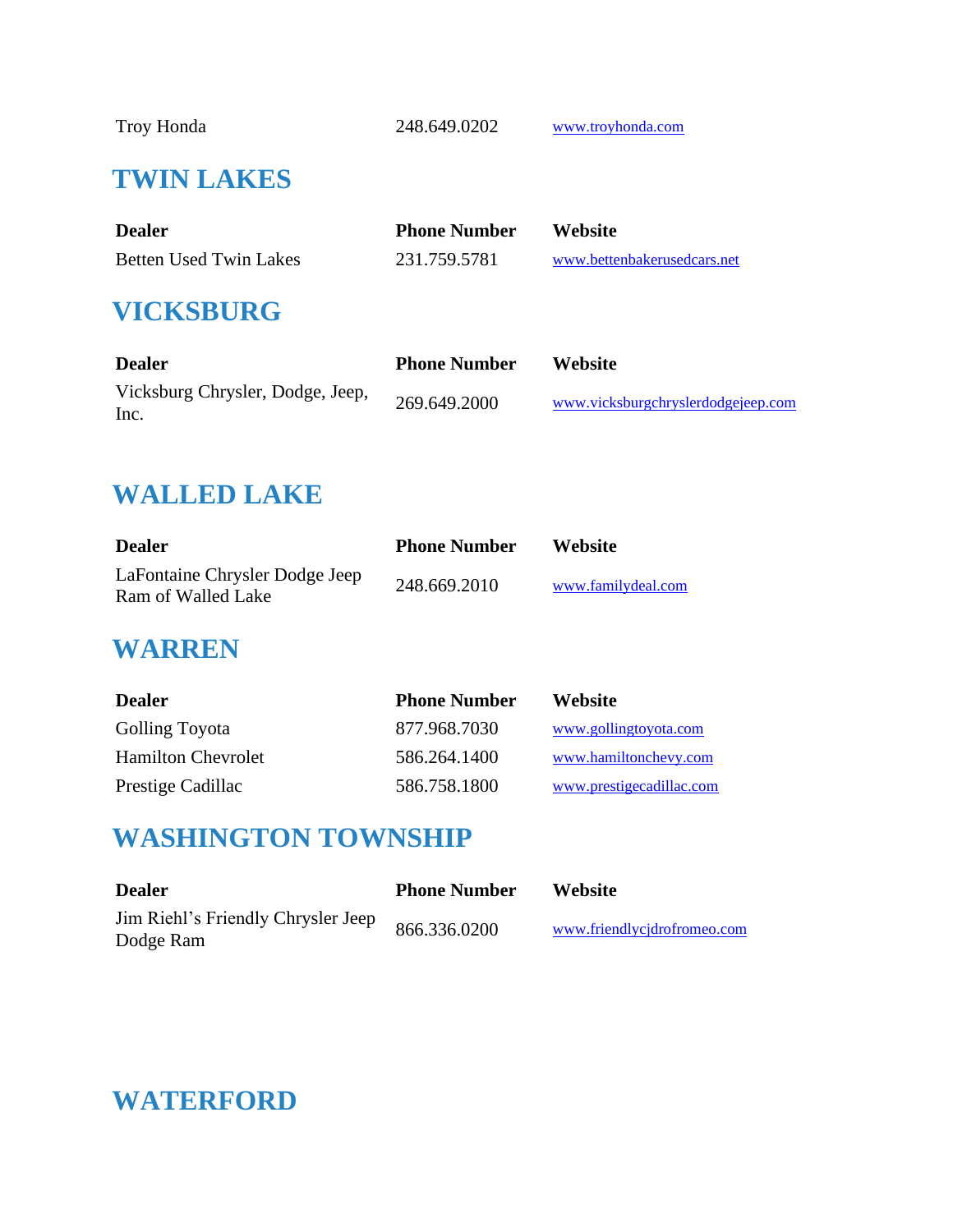| Troy Honda | 248.649.0202 | www.troyhonda.com |
|---|---|---|

## TWIN LAKES

| Dealer | Phone Number | Website |
|---|---|---|
| Betten Used Twin Lakes | 231.759.5781 | www.bettenbakerusedcars.net |

## VICKSBURG

| Dealer | Phone Number | Website |
|---|---|---|
| Vicksburg Chrysler, Dodge, Jeep, Inc. | 269.649.2000 | www.vicksburgchryslerdodgejeep.com |

## WALLED LAKE

| Dealer | Phone Number | Website |
|---|---|---|
| LaFontaine Chrysler Dodge Jeep Ram of Walled Lake | 248.669.2010 | www.familydeal.com |

## WARREN

| Dealer | Phone Number | Website |
|---|---|---|
| Golling Toyota | 877.968.7030 | www.gollingtoyota.com |
| Hamilton Chevrolet | 586.264.1400 | www.hamiltonchevy.com |
| Prestige Cadillac | 586.758.1800 | www.prestigecadillac.com |

## WASHINGTON TOWNSHIP

| Dealer | Phone Number | Website |
|---|---|---|
| Jim Riehl's Friendly Chrysler Jeep Dodge Ram | 866.336.0200 | www.friendlycjdrofromeo.com |

## WATERFORD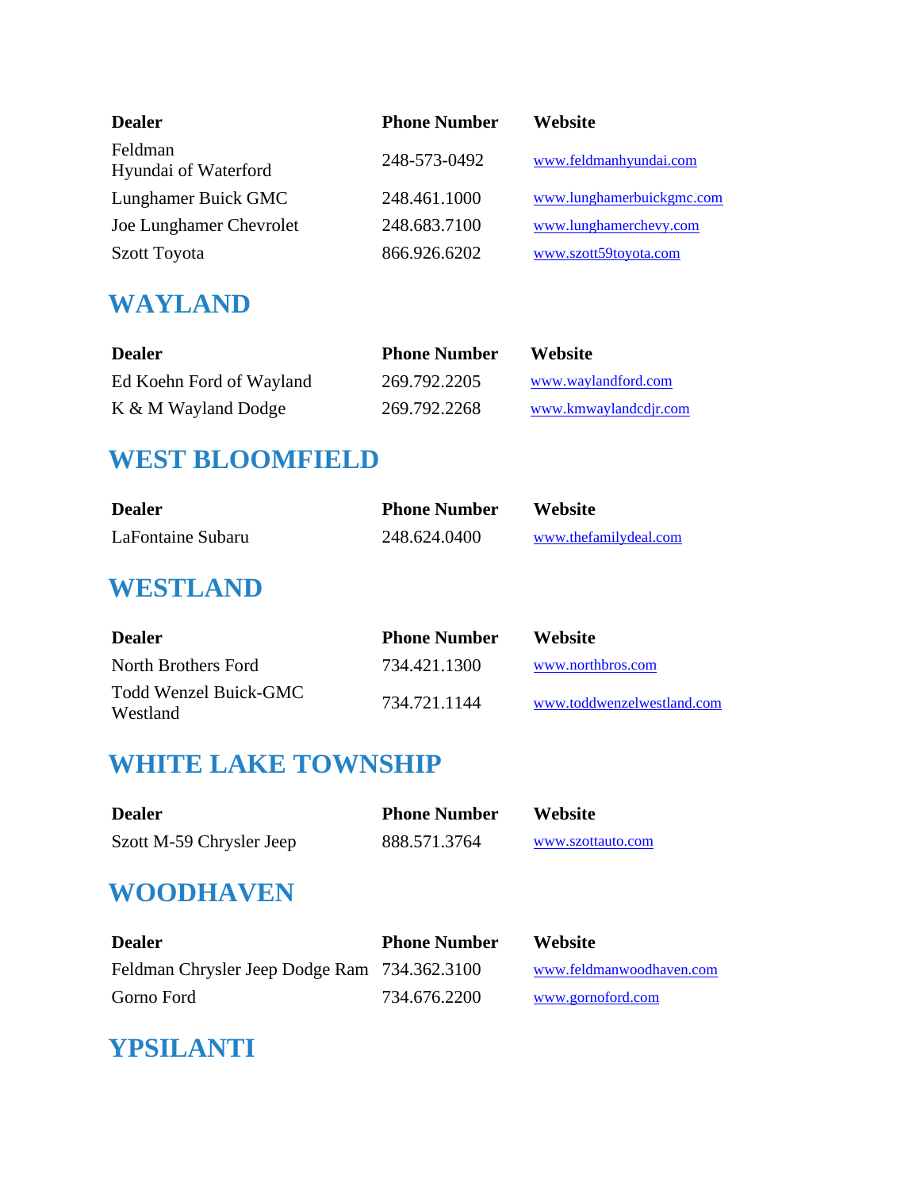| Dealer | Phone Number | Website |
| --- | --- | --- |
| Feldman Hyundai of Waterford | 248-573-0492 | www.feldmanhyundai.com |
| Lunghamer Buick GMC | 248.461.1000 | www.lunghamerbuickgmc.com |
| Joe Lunghamer Chevrolet | 248.683.7100 | www.lunghamerchevy.com |
| Szott Toyota | 866.926.6202 | www.szott59toyota.com |

## WAYLAND

| Dealer | Phone Number | Website |
| --- | --- | --- |
| Ed Koehn Ford of Wayland | 269.792.2205 | www.waylandford.com |
| K & M Wayland Dodge | 269.792.2268 | www.kmwaylandcdjr.com |

## WEST BLOOMFIELD

| Dealer | Phone Number | Website |
| --- | --- | --- |
| LaFontaine Subaru | 248.624.0400 | www.thefamilydeal.com |

## WESTLAND

| Dealer | Phone Number | Website |
| --- | --- | --- |
| North Brothers Ford | 734.421.1300 | www.northbros.com |
| Todd Wenzel Buick-GMC Westland | 734.721.1144 | www.toddwenzelwestland.com |

## WHITE LAKE TOWNSHIP

| Dealer | Phone Number | Website |
| --- | --- | --- |
| Szott M-59 Chrysler Jeep | 888.571.3764 | www.szottauto.com |

## WOODHAVEN

| Dealer | Phone Number | Website |
| --- | --- | --- |
| Feldman Chrysler Jeep Dodge Ram | 734.362.3100 | www.feldmanwoodhaven.com |
| Gorno Ford | 734.676.2200 | www.gornoford.com |

## YPSILANTI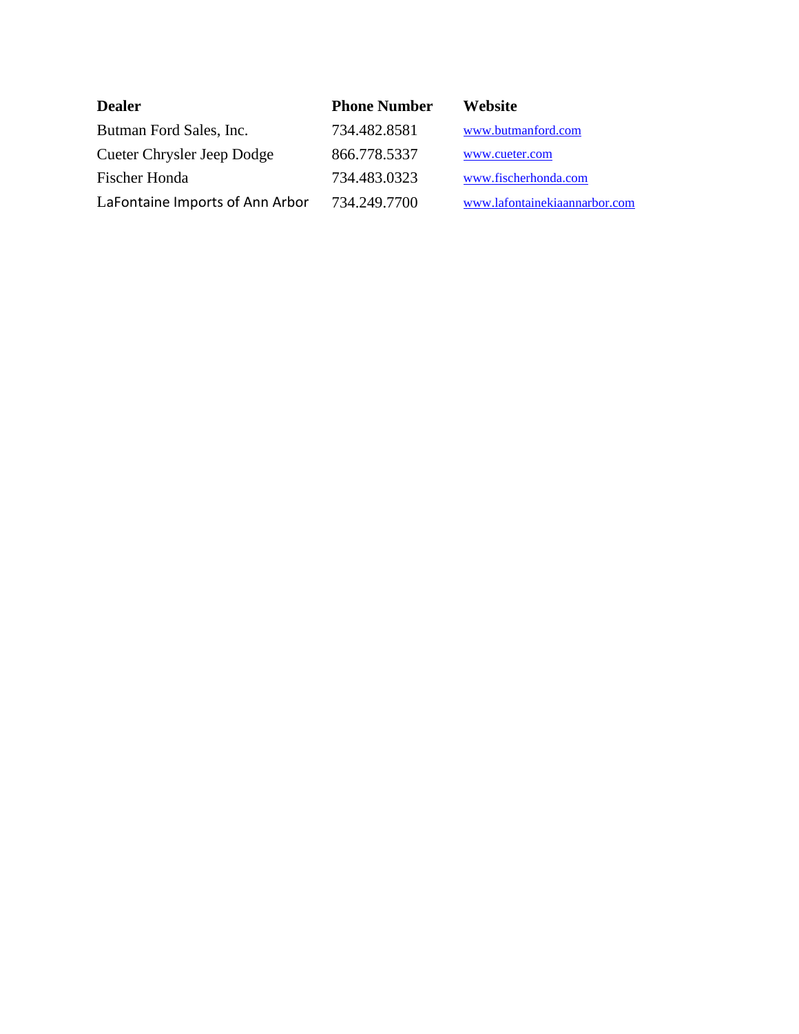| Dealer | Phone Number | Website |
| --- | --- | --- |
| Butman Ford Sales, Inc. | 734.482.8581 | www.butmanford.com |
| Cueter Chrysler Jeep Dodge | 866.778.5337 | www.cueter.com |
| Fischer Honda | 734.483.0323 | www.fischerhonda.com |
| LaFontaine Imports of Ann Arbor | 734.249.7700 | www.lafontainekiaannarbor.com |